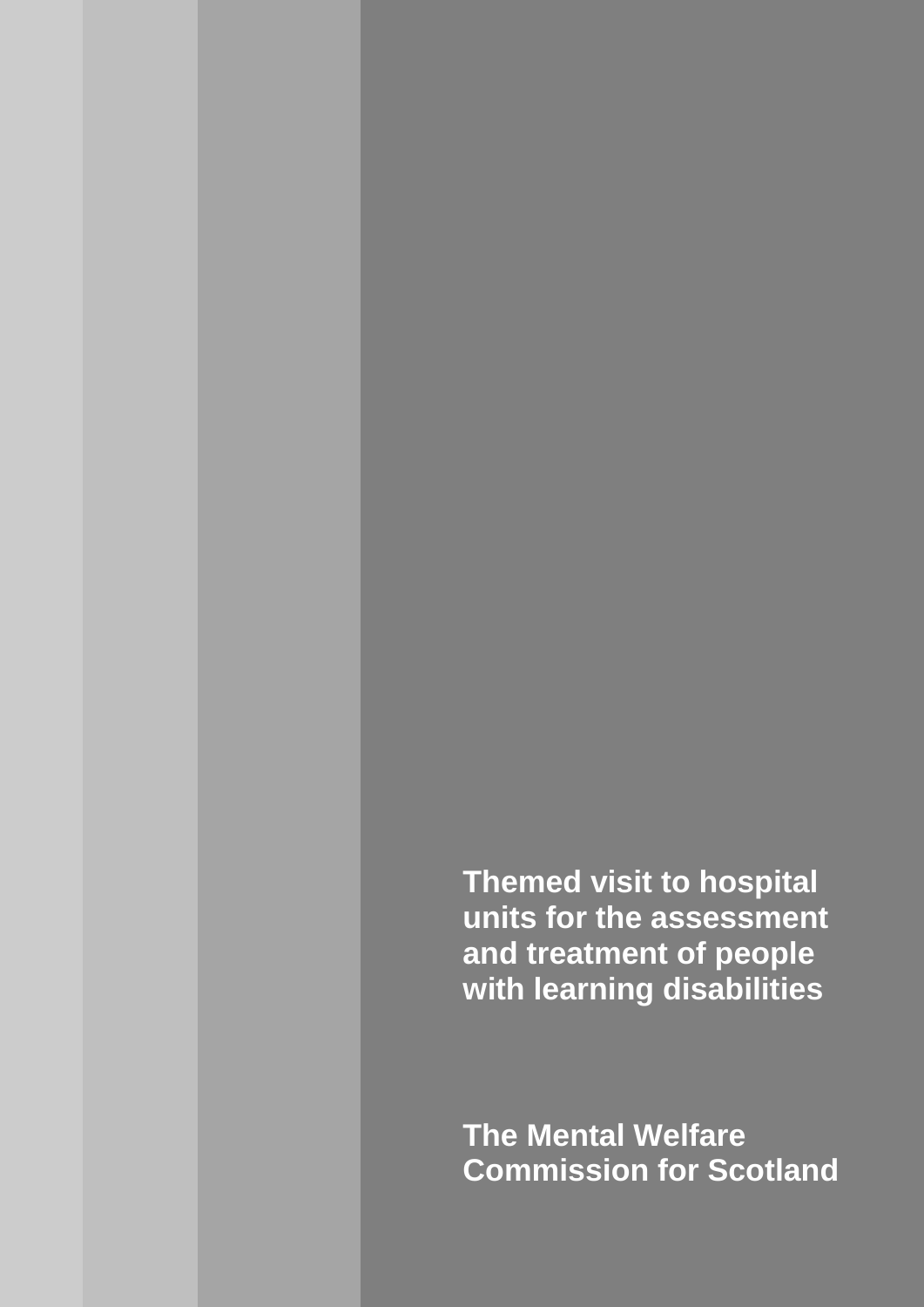# Themed visit to hospital units for the assessment and treatment of people with learning disabilities

**The Mental Welfare Commission for Scotland**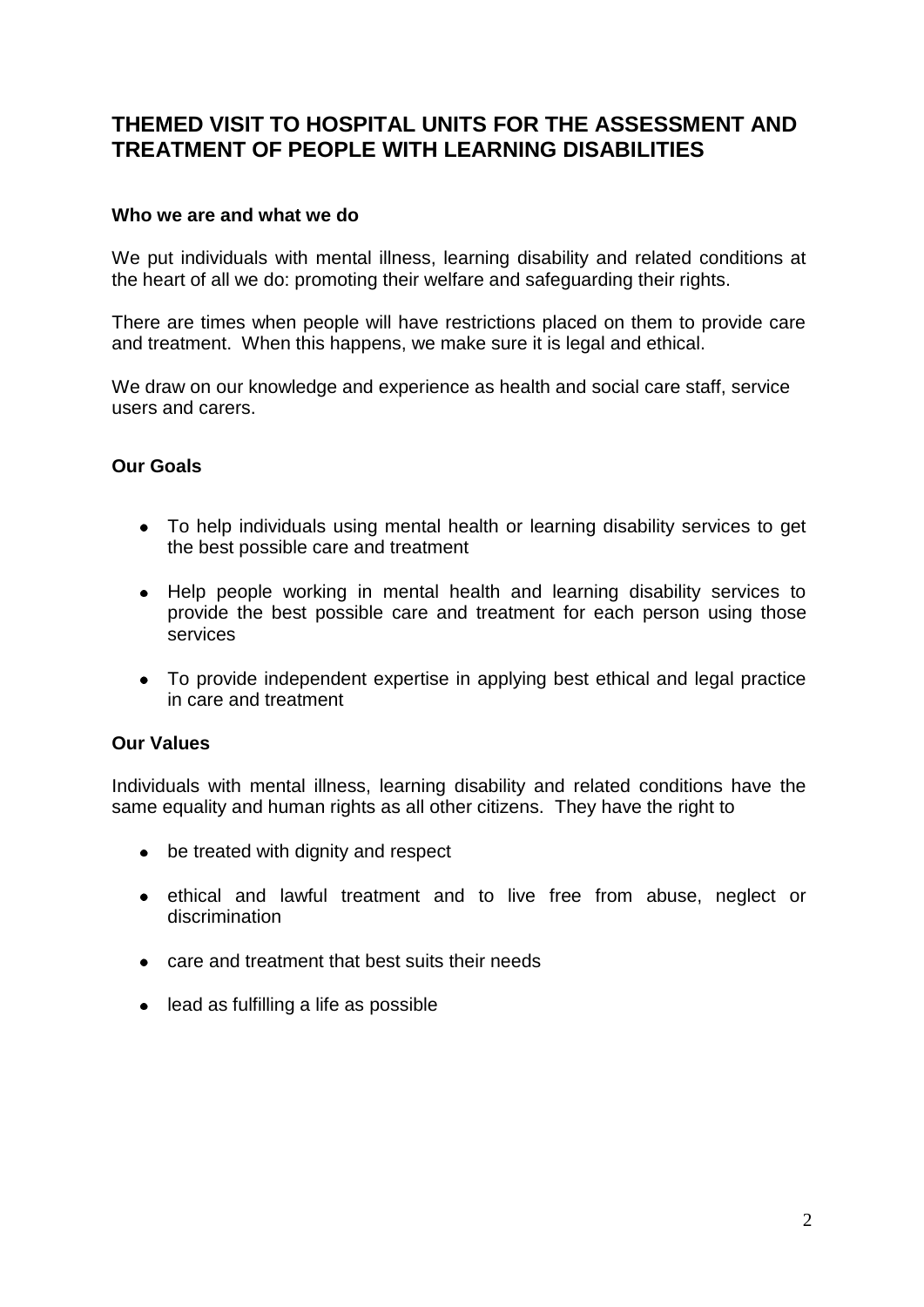# THEMED VISIT TO HOSPITAL UNITS FOR THE ASSESSMENT AND TREATMENT OF PEOPLE WITH LEARNING DISABILITIES

**Who we are and what we do**

We put individuals with mental illness, learning disability and related conditions at the heart of all we do: promoting their welfare and safeguarding their rights.

There are times when people will have restrictions placed on them to provide care and treatment. When this happens, we make sure it is legal and ethical.

We draw on our knowledge and experience as health and social care staff, service users and carers.

**Our Goals**

- To help individuals using mental health or learning disability services to get the best possible care and treatment
- Help people working in mental health and learning disability services to provide the best possible care and treatment for each person using those services
- To provide independent expertise in applying best ethical and legal practice in care and treatment

**Our Values**

Individuals with mental illness, learning disability and related conditions have the same equality and human rights as all other citizens. They have the right to

- be treated with dignity and respect
- ethical and lawful treatment and to live free from abuse, neglect or discrimination
- care and treatment that best suits their needs
- lead as fulfilling a life as possible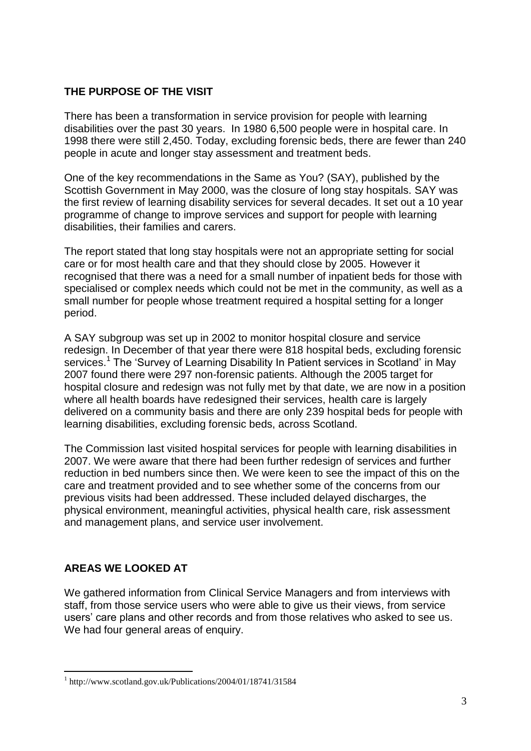## THE PURPOSE OF THE VISIT

There has been a transformation in service provision for people with learning disabilities over the past 30 years. In 1980 6,500 people were in hospital care. In 1998 there were still 2,450. Today, excluding forensic beds, there are fewer than 240 people in acute and longer stay assessment and treatment beds.

One of the key recommendations in the Same as You? (SAY), published by the Scottish Government in May 2000, was the closure of long stay hospitals. SAY was the first review of learning disability services for several decades. It set out a 10 year programme of change to improve services and support for people with learning disabilities, their families and carers.

The report stated that long stay hospitals were not an appropriate setting for social care or for most health care and that they should close by 2005. However it recognised that there was a need for a small number of inpatient beds for those with specialised or complex needs which could not be met in the community, as well as a small number for people whose treatment required a hospital setting for a longer period.

A SAY subgroup was set up in 2002 to monitor hospital closure and service redesign. In December of that year there were 818 hospital beds, excluding forensic services.[1] The 'Survey of Learning Disability In Patient services in Scotland' in May 2007 found there were 297 non-forensic patients. Although the 2005 target for hospital closure and redesign was not fully met by that date, we are now in a position where all health boards have redesigned their services, health care is largely delivered on a community basis and there are only 239 hospital beds for people with learning disabilities, excluding forensic beds, across Scotland.

The Commission last visited hospital services for people with learning disabilities in 2007. We were aware that there had been further redesign of services and further reduction in bed numbers since then. We were keen to see the impact of this on the care and treatment provided and to see whether some of the concerns from our previous visits had been addressed. These included delayed discharges, the physical environment, meaningful activities, physical health care, risk assessment and management plans, and service user involvement.

## AREAS WE LOOKED AT

We gathered information from Clinical Service Managers and from interviews with staff, from those service users who were able to give us their views, from service users' care plans and other records and from those relatives who asked to see us. We had four general areas of enquiry.

[1] http://www.scotland.gov.uk/Publications/2004/01/18741/31584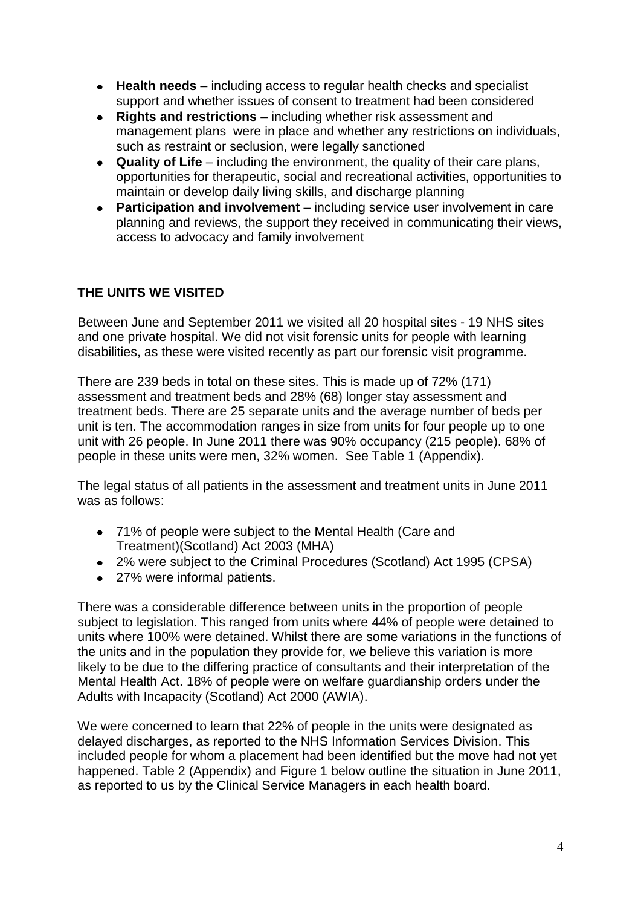- **Health needs** – including access to regular health checks and specialist support and whether issues of consent to treatment had been considered
- **Rights and restrictions** – including whether risk assessment and management plans were in place and whether any restrictions on individuals, such as restraint or seclusion, were legally sanctioned
- **Quality of Life** – including the environment, the quality of their care plans, opportunities for therapeutic, social and recreational activities, opportunities to maintain or develop daily living skills, and discharge planning
- **Participation and involvement** – including service user involvement in care planning and reviews, the support they received in communicating their views, access to advocacy and family involvement

## THE UNITS WE VISITED

Between June and September 2011 we visited all 20 hospital sites - 19 NHS sites and one private hospital. We did not visit forensic units for people with learning disabilities, as these were visited recently as part our forensic visit programme.

There are 239 beds in total on these sites. This is made up of 72% (171) assessment and treatment beds and 28% (68) longer stay assessment and treatment beds. There are 25 separate units and the average number of beds per unit is ten. The accommodation ranges in size from units for four people up to one unit with 26 people. In June 2011 there was 90% occupancy (215 people). 68% of people in these units were men, 32% women. See Table 1 (Appendix).

The legal status of all patients in the assessment and treatment units in June 2011 was as follows:

- 71% of people were subject to the Mental Health (Care and Treatment)(Scotland) Act 2003 (MHA)
- 2% were subject to the Criminal Procedures (Scotland) Act 1995 (CPSA)
- 27% were informal patients.

There was a considerable difference between units in the proportion of people subject to legislation. This ranged from units where 44% of people were detained to units where 100% were detained. Whilst there are some variations in the functions of the units and in the population they provide for, we believe this variation is more likely to be due to the differing practice of consultants and their interpretation of the Mental Health Act. 18% of people were on welfare guardianship orders under the Adults with Incapacity (Scotland) Act 2000 (AWIA).

We were concerned to learn that 22% of people in the units were designated as delayed discharges, as reported to the NHS Information Services Division. This included people for whom a placement had been identified but the move had not yet happened. Table 2 (Appendix) and Figure 1 below outline the situation in June 2011, as reported to us by the Clinical Service Managers in each health board.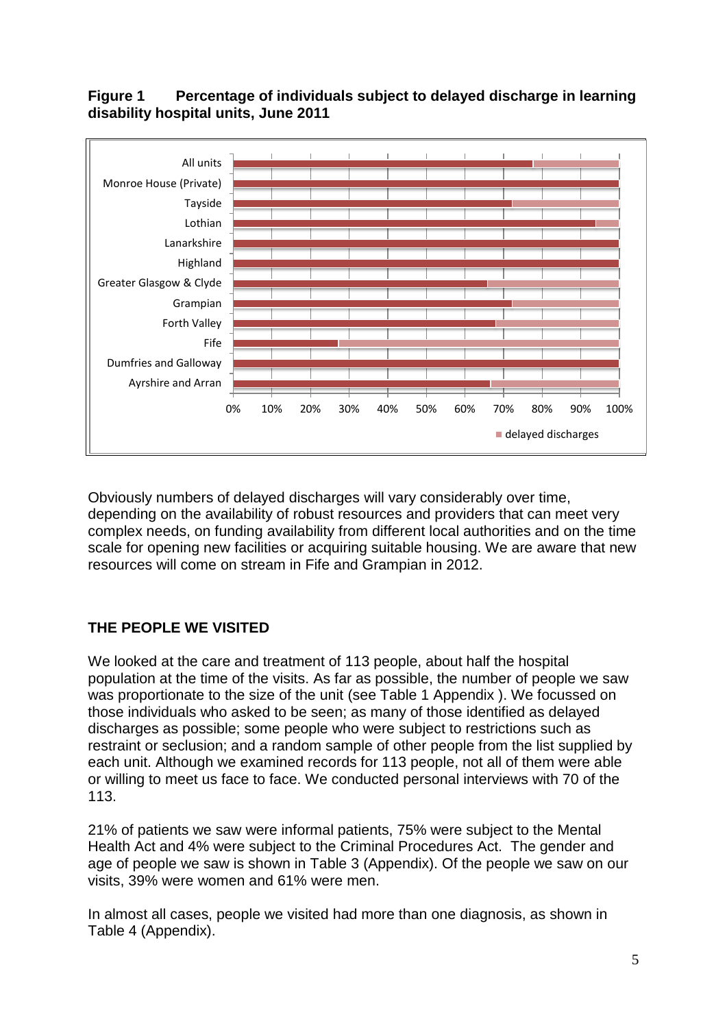**Figure 1 Percentage of individuals subject to delayed discharge in learning disability hospital units, June 2011**

Obviously numbers of delayed discharges will vary considerably over time, depending on the availability of robust resources and providers that can meet very complex needs, on funding availability from different local authorities and on the time scale for opening new facilities or acquiring suitable housing. We are aware that new resources will come on stream in Fife and Grampian in 2012.

## THE PEOPLE WE VISITED

We looked at the care and treatment of 113 people, about half the hospital population at the time of the visits. As far as possible, the number of people we saw was proportionate to the size of the unit (see Table 1 Appendix ). We focussed on those individuals who asked to be seen; as many of those identified as delayed discharges as possible; some people who were subject to restrictions such as restraint or seclusion; and a random sample of other people from the list supplied by each unit. Although we examined records for 113 people, not all of them were able or willing to meet us face to face. We conducted personal interviews with 70 of the 113.

21% of patients we saw were informal patients, 75% were subject to the Mental Health Act and 4% were subject to the Criminal Procedures Act. The gender and age of people we saw is shown in Table 3 (Appendix). Of the people we saw on our visits, 39% were women and 61% were men.

In almost all cases, people we visited had more than one diagnosis, as shown in Table 4 (Appendix).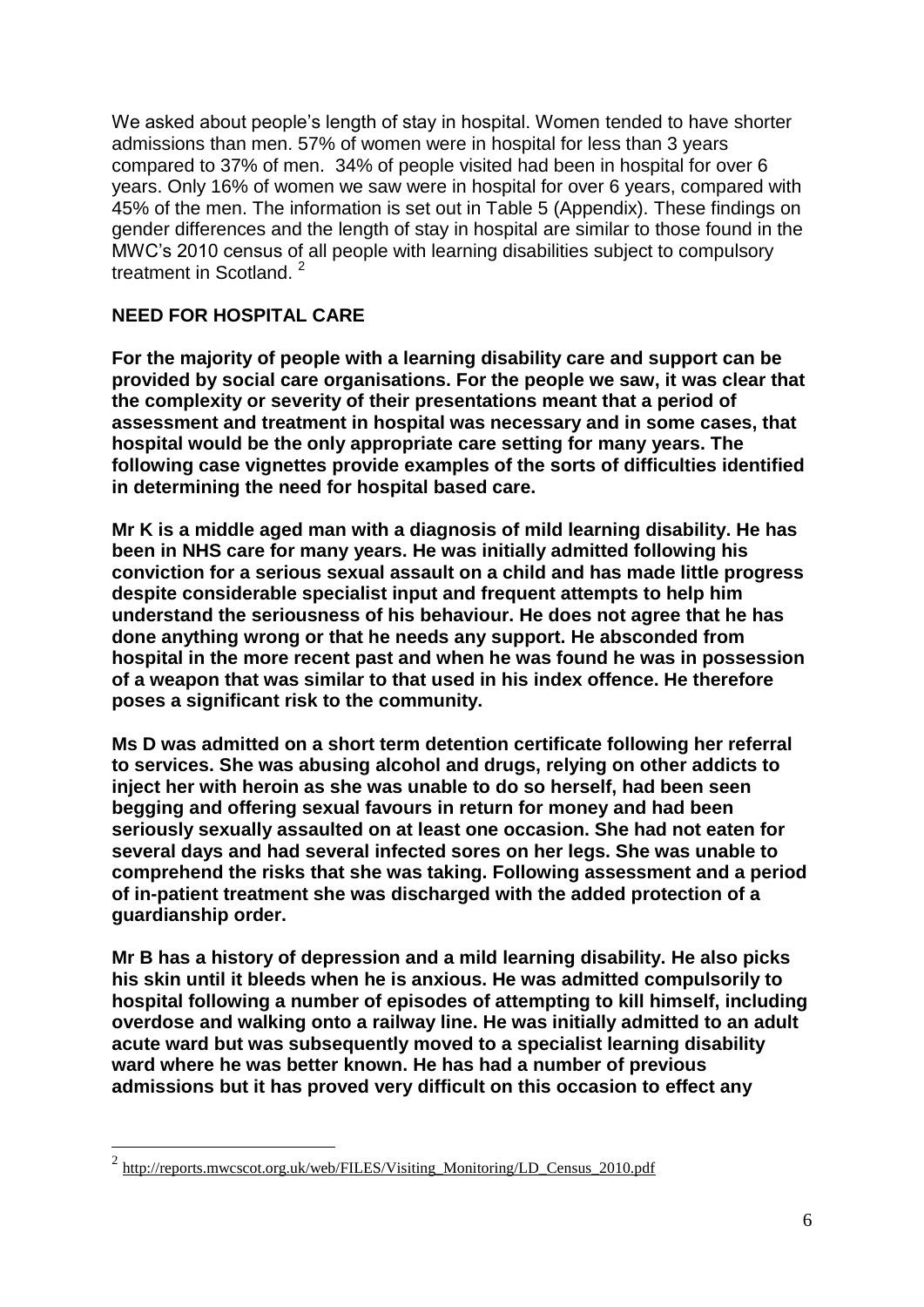We asked about people's length of stay in hospital. Women tended to have shorter admissions than men. 57% of women were in hospital for less than 3 years compared to 37% of men. 34% of people visited had been in hospital for over 6 years. Only 16% of women we saw were in hospital for over 6 years, compared with 45% of the men. The information is set out in Table 5 (Appendix). These findings on gender differences and the length of stay in hospital are similar to those found in the MWC's 2010 census of all people with learning disabilities subject to compulsory treatment in Scotland. [2]

## NEED FOR HOSPITAL CARE

**For the majority of people with a learning disability care and support can be provided by social care organisations. For the people we saw, it was clear that the complexity or severity of their presentations meant that a period of assessment and treatment in hospital was necessary and in some cases, that hospital would be the only appropriate care setting for many years. The following case vignettes provide examples of the sorts of difficulties identified in determining the need for hospital based care.**

**Mr K is a middle aged man with a diagnosis of mild learning disability. He has been in NHS care for many years. He was initially admitted following his conviction for a serious sexual assault on a child and has made little progress despite considerable specialist input and frequent attempts to help him understand the seriousness of his behaviour. He does not agree that he has done anything wrong or that he needs any support. He absconded from hospital in the more recent past and when he was found he was in possession of a weapon that was similar to that used in his index offence. He therefore poses a significant risk to the community.**

**Ms D was admitted on a short term detention certificate following her referral to services. She was abusing alcohol and drugs, relying on other addicts to inject her with heroin as she was unable to do so herself, had been seen begging and offering sexual favours in return for money and had been seriously sexually assaulted on at least one occasion. She had not eaten for several days and had several infected sores on her legs. She was unable to comprehend the risks that she was taking. Following assessment and a period of in-patient treatment she was discharged with the added protection of a guardianship order.**

**Mr B has a history of depression and a mild learning disability. He also picks his skin until it bleeds when he is anxious. He was admitted compulsorily to hospital following a number of episodes of attempting to kill himself, including overdose and walking onto a railway line. He was initially admitted to an adult acute ward but was subsequently moved to a specialist learning disability ward where he was better known. He has had a number of previous admissions but it has proved very difficult on this occasion to effect any**

---

[2] http://reports.mwcscot.org.uk/web/FILES/Visiting_Monitoring/LD_Census_2010.pdf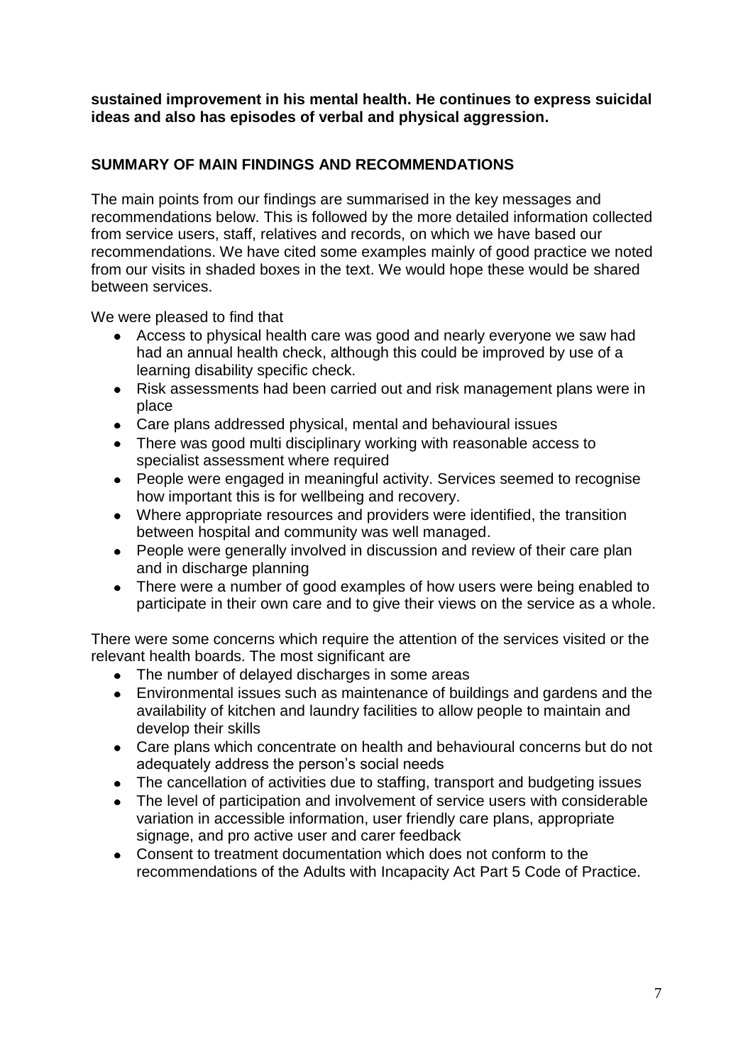**sustained improvement in his mental health. He continues to express suicidal ideas and also has episodes of verbal and physical aggression.**

## SUMMARY OF MAIN FINDINGS AND RECOMMENDATIONS

The main points from our findings are summarised in the key messages and recommendations below. This is followed by the more detailed information collected from service users, staff, relatives and records, on which we have based our recommendations. We have cited some examples mainly of good practice we noted from our visits in shaded boxes in the text. We would hope these would be shared between services.

We were pleased to find that

- Access to physical health care was good and nearly everyone we saw had had an annual health check, although this could be improved by use of a learning disability specific check.
- Risk assessments had been carried out and risk management plans were in place
- Care plans addressed physical, mental and behavioural issues
- There was good multi disciplinary working with reasonable access to specialist assessment where required
- People were engaged in meaningful activity. Services seemed to recognise how important this is for wellbeing and recovery.
- Where appropriate resources and providers were identified, the transition between hospital and community was well managed.
- People were generally involved in discussion and review of their care plan and in discharge planning
- There were a number of good examples of how users were being enabled to participate in their own care and to give their views on the service as a whole.

There were some concerns which require the attention of the services visited or the relevant health boards. The most significant are

- The number of delayed discharges in some areas
- Environmental issues such as maintenance of buildings and gardens and the availability of kitchen and laundry facilities to allow people to maintain and develop their skills
- Care plans which concentrate on health and behavioural concerns but do not adequately address the person's social needs
- The cancellation of activities due to staffing, transport and budgeting issues
- The level of participation and involvement of service users with considerable variation in accessible information, user friendly care plans, appropriate signage, and pro active user and carer feedback
- Consent to treatment documentation which does not conform to the recommendations of the Adults with Incapacity Act Part 5 Code of Practice.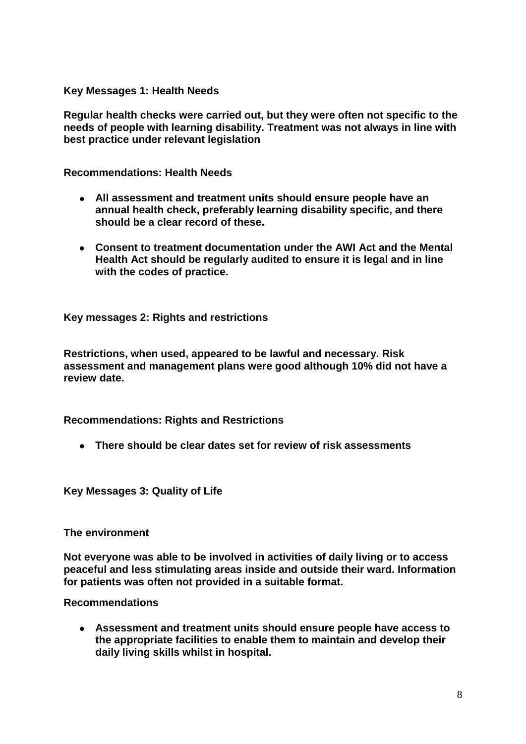**Key Messages 1: Health Needs**

**Regular health checks were carried out, but they were often not specific to the needs of people with learning disability. Treatment was not always in line with best practice under relevant legislation**

**Recommendations: Health Needs**

- **All assessment and treatment units should ensure people have an annual health check, preferably learning disability specific, and there should be a clear record of these.**
- **Consent to treatment documentation under the AWI Act and the Mental Health Act should be regularly audited to ensure it is legal and in line with the codes of practice.**

**Key messages 2: Rights and restrictions**

**Restrictions, when used, appeared to be lawful and necessary. Risk assessment and management plans were good although 10% did not have a review date.**

**Recommendations: Rights and Restrictions**

- **There should be clear dates set for review of risk assessments**

**Key Messages 3: Quality of Life**

**The environment**

**Not everyone was able to be involved in activities of daily living or to access peaceful and less stimulating areas inside and outside their ward. Information for patients was often not provided in a suitable format.**

**Recommendations**

- **Assessment and treatment units should ensure people have access to the appropriate facilities to enable them to maintain and develop their daily living skills whilst in hospital.**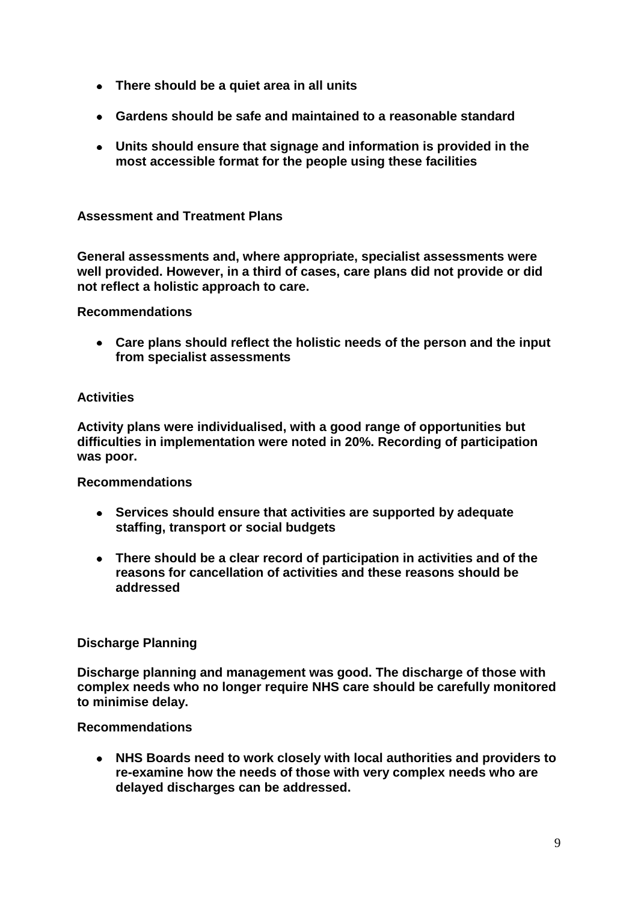- **There should be a quiet area in all units**
- **Gardens should be safe and maintained to a reasonable standard**
- **Units should ensure that signage and information is provided in the most accessible format for the people using these facilities**

**Assessment and Treatment Plans**

**General assessments and, where appropriate, specialist assessments were well provided. However, in a third of cases, care plans did not provide or did not reflect a holistic approach to care.**

**Recommendations**

- **Care plans should reflect the holistic needs of the person and the input from specialist assessments**

**Activities**

**Activity plans were individualised, with a good range of opportunities but difficulties in implementation were noted in 20%. Recording of participation was poor.**

**Recommendations**

- **Services should ensure that activities are supported by adequate staffing, transport or social budgets**
- **There should be a clear record of participation in activities and of the reasons for cancellation of activities and these reasons should be addressed**

**Discharge Planning**

**Discharge planning and management was good. The discharge of those with complex needs who no longer require NHS care should be carefully monitored to minimise delay.**

**Recommendations**

- **NHS Boards need to work closely with local authorities and providers to re-examine how the needs of those with very complex needs who are delayed discharges can be addressed.**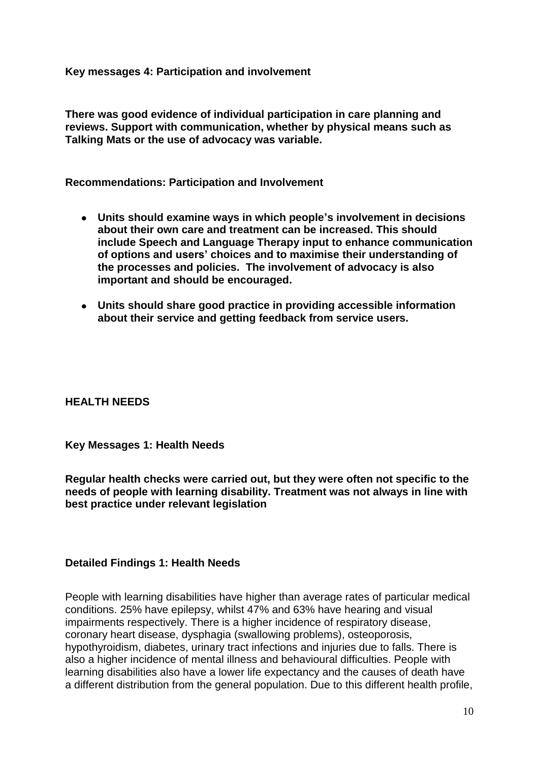**Key messages 4: Participation and involvement**

**There was good evidence of individual participation in care planning and reviews. Support with communication, whether by physical means such as Talking Mats or the use of advocacy was variable.**

**Recommendations: Participation and Involvement**

- **Units should examine ways in which people's involvement in decisions about their own care and treatment can be increased. This should include Speech and Language Therapy input to enhance communication of options and users' choices and to maximise their understanding of the processes and policies. The involvement of advocacy is also important and should be encouraged.**
- **Units should share good practice in providing accessible information about their service and getting feedback from service users.**

## HEALTH NEEDS

**Key Messages 1: Health Needs**

**Regular health checks were carried out, but they were often not specific to the needs of people with learning disability. Treatment was not always in line with best practice under relevant legislation**

**Detailed Findings 1: Health Needs**

People with learning disabilities have higher than average rates of particular medical conditions. 25% have epilepsy, whilst 47% and 63% have hearing and visual impairments respectively. There is a higher incidence of respiratory disease, coronary heart disease, dysphagia (swallowing problems), osteoporosis, hypothyroidism, diabetes, urinary tract infections and injuries due to falls. There is also a higher incidence of mental illness and behavioural difficulties. People with learning disabilities also have a lower life expectancy and the causes of death have a different distribution from the general population. Due to this different health profile,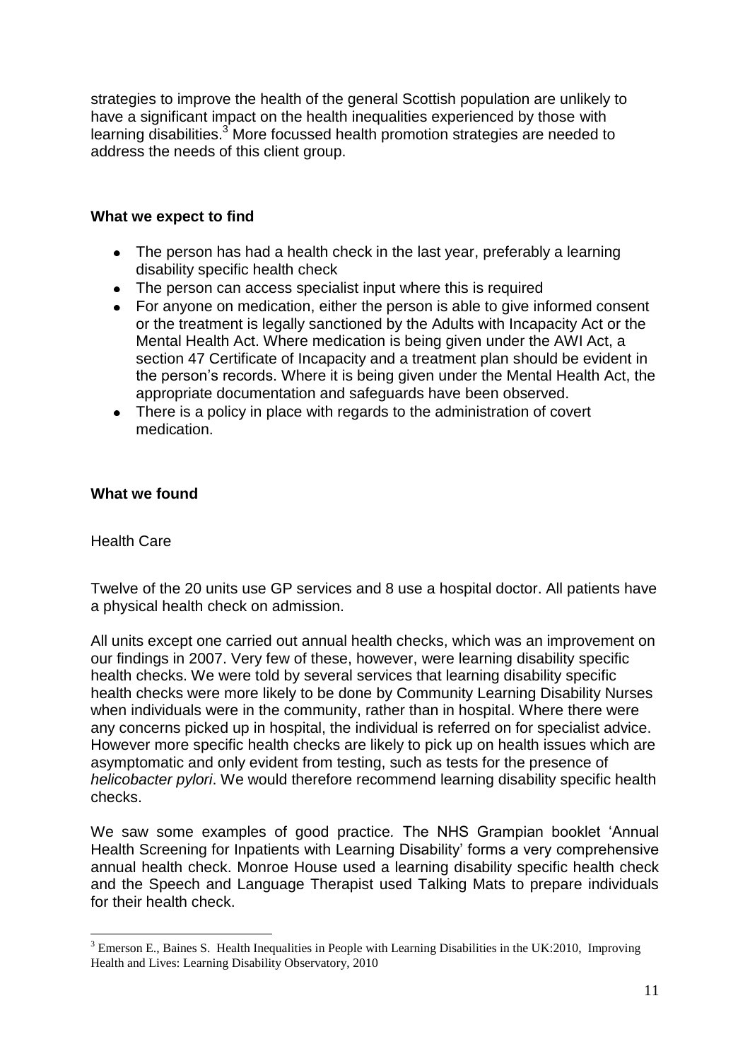strategies to improve the health of the general Scottish population are unlikely to have a significant impact on the health inequalities experienced by those with learning disabilities.[3] More focussed health promotion strategies are needed to address the needs of this client group.

**What we expect to find**

- The person has had a health check in the last year, preferably a learning disability specific health check
- The person can access specialist input where this is required
- For anyone on medication, either the person is able to give informed consent or the treatment is legally sanctioned by the Adults with Incapacity Act or the Mental Health Act. Where medication is being given under the AWI Act, a section 47 Certificate of Incapacity and a treatment plan should be evident in the person's records. Where it is being given under the Mental Health Act, the appropriate documentation and safeguards have been observed.
- There is a policy in place with regards to the administration of covert medication.

**What we found**

Health Care

Twelve of the 20 units use GP services and 8 use a hospital doctor. All patients have a physical health check on admission.

All units except one carried out annual health checks, which was an improvement on our findings in 2007. Very few of these, however, were learning disability specific health checks. We were told by several services that learning disability specific health checks were more likely to be done by Community Learning Disability Nurses when individuals were in the community, rather than in hospital. Where there were any concerns picked up in hospital, the individual is referred on for specialist advice. However more specific health checks are likely to pick up on health issues which are asymptomatic and only evident from testing, such as tests for the presence of *helicobacter pylori*. We would therefore recommend learning disability specific health checks.

We saw some examples of good practice. The NHS Grampian booklet 'Annual Health Screening for Inpatients with Learning Disability' forms a very comprehensive annual health check. Monroe House used a learning disability specific health check and the Speech and Language Therapist used Talking Mats to prepare individuals for their health check.

[3] Emerson E., Baines S. Health Inequalities in People with Learning Disabilities in the UK:2010, Improving Health and Lives: Learning Disability Observatory, 2010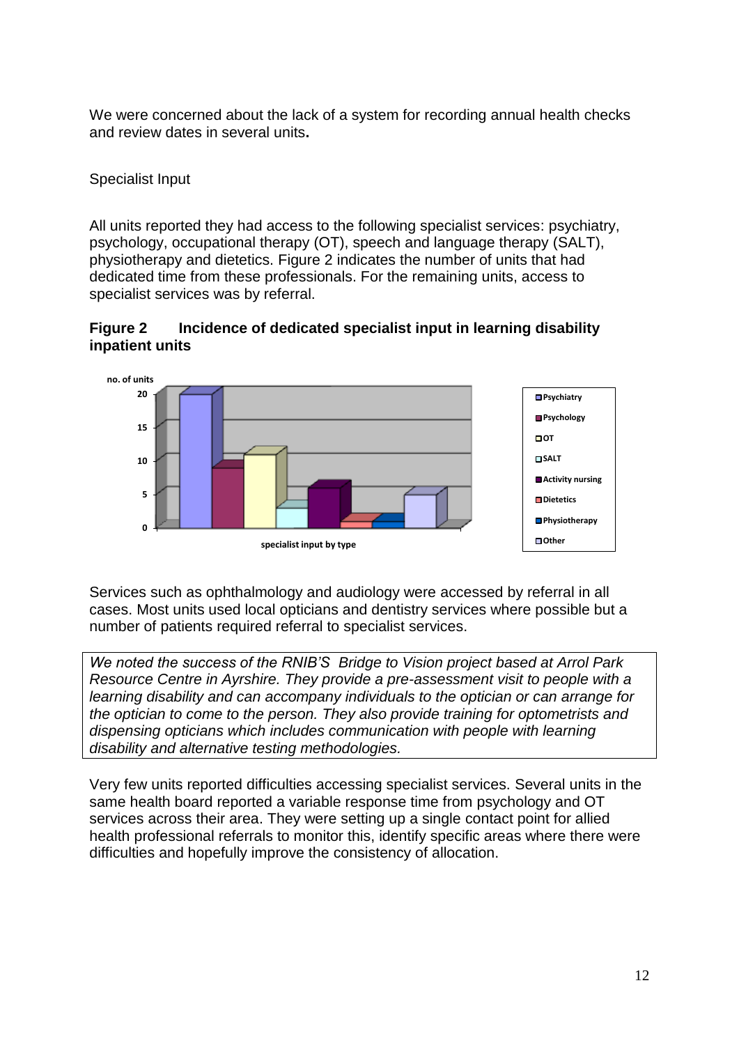We were concerned about the lack of a system for recording annual health checks and review dates in several units**.**

Specialist Input

All units reported they had access to the following specialist services: psychiatry, psychology, occupational therapy (OT), speech and language therapy (SALT), physiotherapy and dietetics. Figure 2 indicates the number of units that had dedicated time from these professionals. For the remaining units, access to specialist services was by referral.

**Figure 2 Incidence of dedicated specialist input in learning disability inpatient units**

| specialist input by type | no. of units |
|---|---|
| Psychiatry | 20 |
| Psychology | 9 |
| OT | 11 |
| SALT | 3 |
| Activity nursing | 6 |
| Dietetics | 1 |
| Physiotherapy | 1 |
| Other | 5 |

Services such as ophthalmology and audiology were accessed by referral in all cases. Most units used local opticians and dentistry services where possible but a number of patients required referral to specialist services.

*We noted the success of the RNIB'S Bridge to Vision project based at Arrol Park Resource Centre in Ayrshire. They provide a pre-assessment visit to people with a learning disability and can accompany individuals to the optician or can arrange for the optician to come to the person. They also provide training for optometrists and dispensing opticians which includes communication with people with learning disability and alternative testing methodologies.*

Very few units reported difficulties accessing specialist services. Several units in the same health board reported a variable response time from psychology and OT services across their area. They were setting up a single contact point for allied health professional referrals to monitor this, identify specific areas where there were difficulties and hopefully improve the consistency of allocation.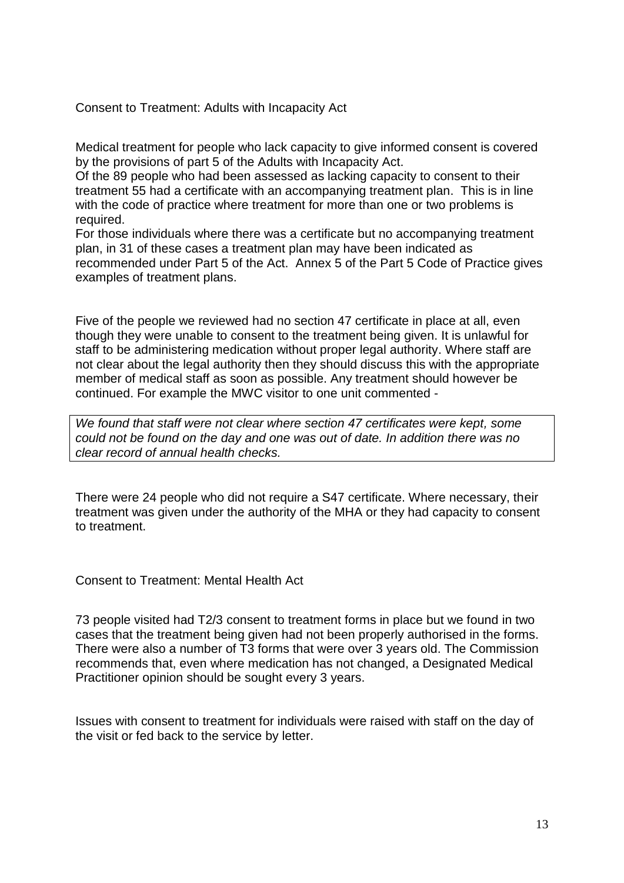## Consent to Treatment: Adults with Incapacity Act

Medical treatment for people who lack capacity to give informed consent is covered by the provisions of part 5 of the Adults with Incapacity Act.
Of the 89 people who had been assessed as lacking capacity to consent to their treatment 55 had a certificate with an accompanying treatment plan. This is in line with the code of practice where treatment for more than one or two problems is required.
For those individuals where there was a certificate but no accompanying treatment plan, in 31 of these cases a treatment plan may have been indicated as recommended under Part 5 of the Act. Annex 5 of the Part 5 Code of Practice gives examples of treatment plans.

Five of the people we reviewed had no section 47 certificate in place at all, even though they were unable to consent to the treatment being given. It is unlawful for staff to be administering medication without proper legal authority. Where staff are not clear about the legal authority then they should discuss this with the appropriate member of medical staff as soon as possible. Any treatment should however be continued. For example the MWC visitor to one unit commented -

> *We found that staff were not clear where section 47 certificates were kept, some could not be found on the day and one was out of date. In addition there was no clear record of annual health checks.*

There were 24 people who did not require a S47 certificate. Where necessary, their treatment was given under the authority of the MHA or they had capacity to consent to treatment.

## Consent to Treatment: Mental Health Act

73 people visited had T2/3 consent to treatment forms in place but we found in two cases that the treatment being given had not been properly authorised in the forms. There were also a number of T3 forms that were over 3 years old. The Commission recommends that, even where medication has not changed, a Designated Medical Practitioner opinion should be sought every 3 years.

Issues with consent to treatment for individuals were raised with staff on the day of the visit or fed back to the service by letter.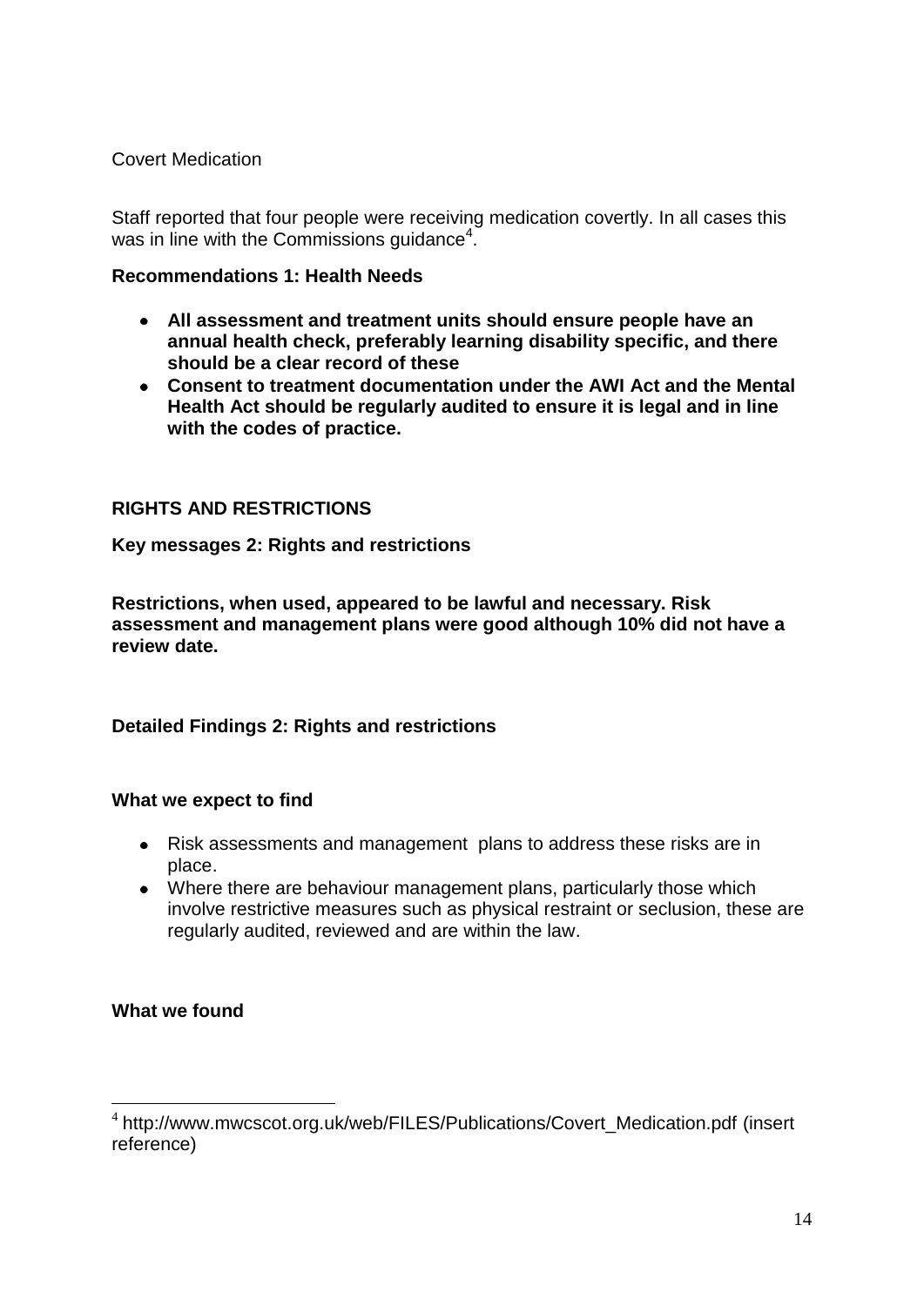Covert Medication

Staff reported that four people were receiving medication covertly. In all cases this was in line with the Commissions guidance[4].

**Recommendations 1: Health Needs**

- **All assessment and treatment units should ensure people have an annual health check, preferably learning disability specific, and there should be a clear record of these**
- **Consent to treatment documentation under the AWI Act and the Mental Health Act should be regularly audited to ensure it is legal and in line with the codes of practice.**

## RIGHTS AND RESTRICTIONS

**Key messages 2: Rights and restrictions**

**Restrictions, when used, appeared to be lawful and necessary. Risk assessment and management plans were good although 10% did not have a review date.**

### Detailed Findings 2: Rights and restrictions

**What we expect to find**

- Risk assessments and management plans to address these risks are in place.
- Where there are behaviour management plans, particularly those which involve restrictive measures such as physical restraint or seclusion, these are regularly audited, reviewed and are within the law.

**What we found**

---

[4] http://www.mwcscot.org.uk/web/FILES/Publications/Covert_Medication.pdf (insert reference)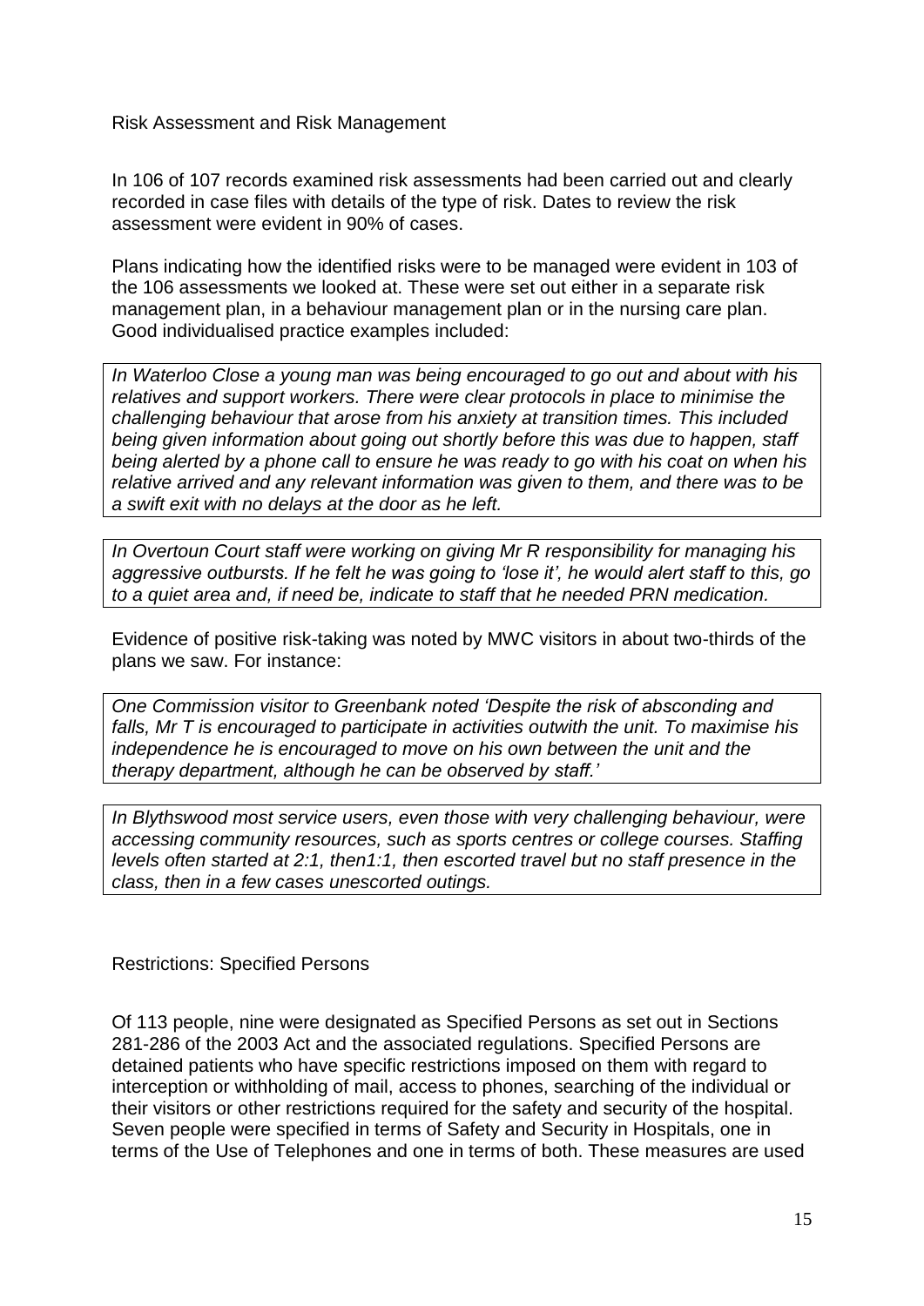## Risk Assessment and Risk Management

In 106 of 107 records examined risk assessments had been carried out and clearly recorded in case files with details of the type of risk. Dates to review the risk assessment were evident in 90% of cases.

Plans indicating how the identified risks were to be managed were evident in 103 of the 106 assessments we looked at. These were set out either in a separate risk management plan, in a behaviour management plan or in the nursing care plan. Good individualised practice examples included:

> *In Waterloo Close a young man was being encouraged to go out and about with his relatives and support workers. There were clear protocols in place to minimise the challenging behaviour that arose from his anxiety at transition times. This included being given information about going out shortly before this was due to happen, staff being alerted by a phone call to ensure he was ready to go with his coat on when his relative arrived and any relevant information was given to them, and there was to be a swift exit with no delays at the door as he left.*

> *In Overtoun Court staff were working on giving Mr R responsibility for managing his aggressive outbursts. If he felt he was going to 'lose it', he would alert staff to this, go to a quiet area and, if need be, indicate to staff that he needed PRN medication.*

Evidence of positive risk-taking was noted by MWC visitors in about two-thirds of the plans we saw. For instance:

> *One Commission visitor to Greenbank noted 'Despite the risk of absconding and falls, Mr T is encouraged to participate in activities outwith the unit. To maximise his independence he is encouraged to move on his own between the unit and the therapy department, although he can be observed by staff.'*

> *In Blythswood most service users, even those with very challenging behaviour, were accessing community resources, such as sports centres or college courses. Staffing levels often started at 2:1, then1:1, then escorted travel but no staff presence in the class, then in a few cases unescorted outings.*

## Restrictions: Specified Persons

Of 113 people, nine were designated as Specified Persons as set out in Sections 281-286 of the 2003 Act and the associated regulations. Specified Persons are detained patients who have specific restrictions imposed on them with regard to interception or withholding of mail, access to phones, searching of the individual or their visitors or other restrictions required for the safety and security of the hospital. Seven people were specified in terms of Safety and Security in Hospitals, one in terms of the Use of Telephones and one in terms of both. These measures are used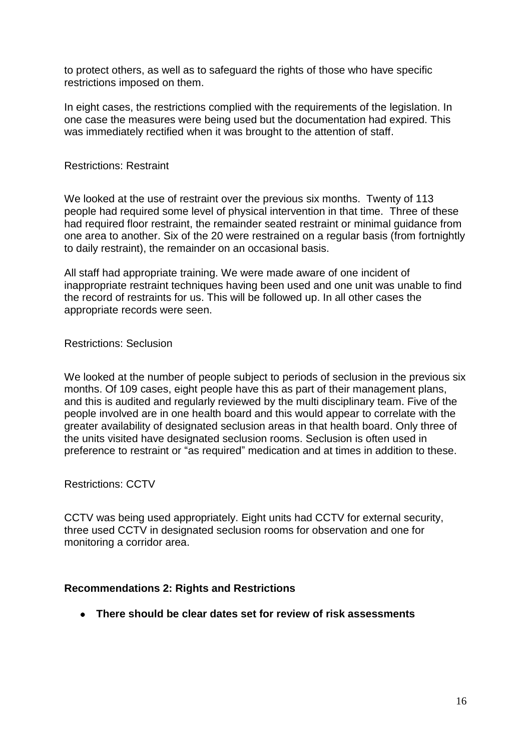to protect others, as well as to safeguard the rights of those who have specific restrictions imposed on them.

In eight cases, the restrictions complied with the requirements of the legislation. In one case the measures were being used but the documentation had expired. This was immediately rectified when it was brought to the attention of staff.

Restrictions: Restraint

We looked at the use of restraint over the previous six months. Twenty of 113 people had required some level of physical intervention in that time. Three of these had required floor restraint, the remainder seated restraint or minimal guidance from one area to another. Six of the 20 were restrained on a regular basis (from fortnightly to daily restraint), the remainder on an occasional basis.

All staff had appropriate training. We were made aware of one incident of inappropriate restraint techniques having been used and one unit was unable to find the record of restraints for us. This will be followed up. In all other cases the appropriate records were seen.

Restrictions: Seclusion

We looked at the number of people subject to periods of seclusion in the previous six months. Of 109 cases, eight people have this as part of their management plans, and this is audited and regularly reviewed by the multi disciplinary team. Five of the people involved are in one health board and this would appear to correlate with the greater availability of designated seclusion areas in that health board. Only three of the units visited have designated seclusion rooms. Seclusion is often used in preference to restraint or "as required" medication and at times in addition to these.

Restrictions: CCTV

CCTV was being used appropriately. Eight units had CCTV for external security, three used CCTV in designated seclusion rooms for observation and one for monitoring a corridor area.

**Recommendations 2: Rights and Restrictions**

- **There should be clear dates set for review of risk assessments**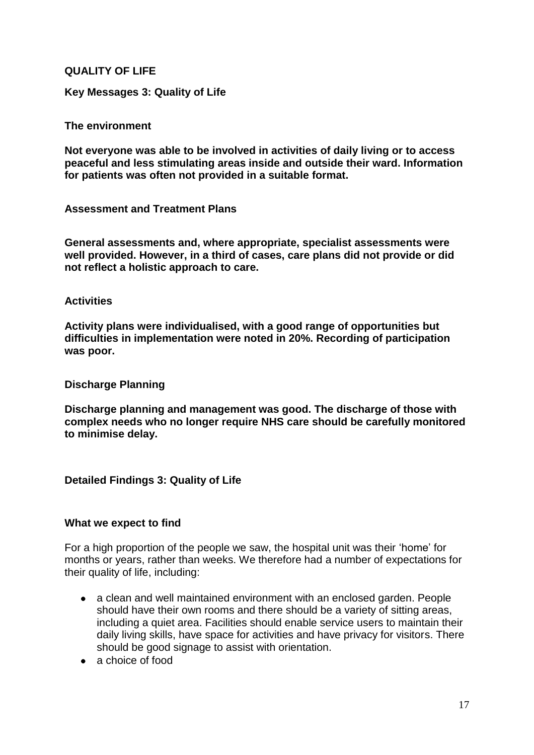## QUALITY OF LIFE

### Key Messages 3: Quality of Life

**The environment**

**Not everyone was able to be involved in activities of daily living or to access peaceful and less stimulating areas inside and outside their ward. Information for patients was often not provided in a suitable format.**

**Assessment and Treatment Plans**

**General assessments and, where appropriate, specialist assessments were well provided. However, in a third of cases, care plans did not provide or did not reflect a holistic approach to care.**

**Activities**

**Activity plans were individualised, with a good range of opportunities but difficulties in implementation were noted in 20%. Recording of participation was poor.**

**Discharge Planning**

**Discharge planning and management was good. The discharge of those with complex needs who no longer require NHS care should be carefully monitored to minimise delay.**

### Detailed Findings 3: Quality of Life

**What we expect to find**

For a high proportion of the people we saw, the hospital unit was their 'home' for months or years, rather than weeks. We therefore had a number of expectations for their quality of life, including:

- a clean and well maintained environment with an enclosed garden. People should have their own rooms and there should be a variety of sitting areas, including a quiet area. Facilities should enable service users to maintain their daily living skills, have space for activities and have privacy for visitors. There should be good signage to assist with orientation.
- a choice of food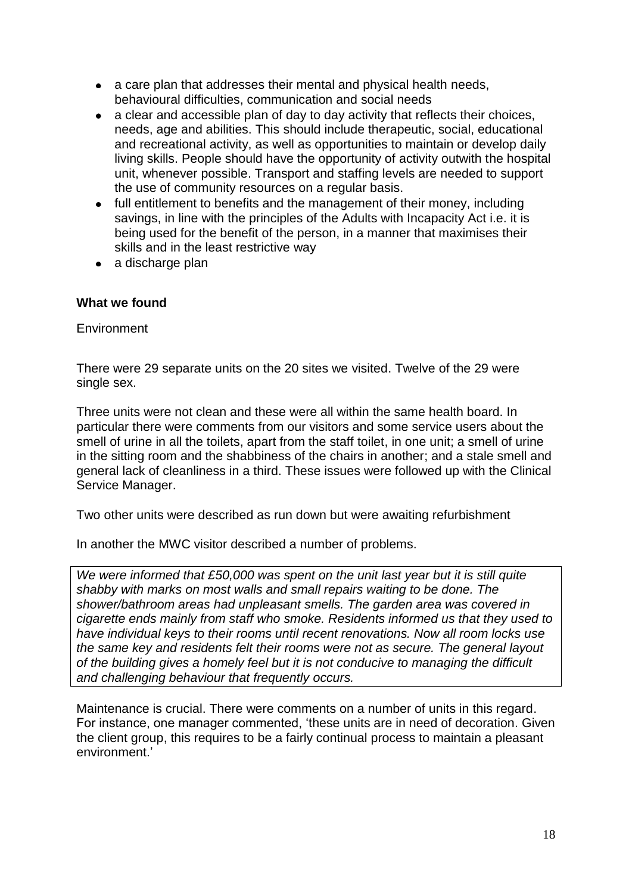- a care plan that addresses their mental and physical health needs, behavioural difficulties, communication and social needs
- a clear and accessible plan of day to day activity that reflects their choices, needs, age and abilities. This should include therapeutic, social, educational and recreational activity, as well as opportunities to maintain or develop daily living skills. People should have the opportunity of activity outwith the hospital unit, whenever possible. Transport and staffing levels are needed to support the use of community resources on a regular basis.
- full entitlement to benefits and the management of their money, including savings, in line with the principles of the Adults with Incapacity Act i.e. it is being used for the benefit of the person, in a manner that maximises their skills and in the least restrictive way
- a discharge plan

**What we found**

Environment

There were 29 separate units on the 20 sites we visited. Twelve of the 29 were single sex.

Three units were not clean and these were all within the same health board. In particular there were comments from our visitors and some service users about the smell of urine in all the toilets, apart from the staff toilet, in one unit; a smell of urine in the sitting room and the shabbiness of the chairs in another; and a stale smell and general lack of cleanliness in a third. These issues were followed up with the Clinical Service Manager.

Two other units were described as run down but were awaiting refurbishment

In another the MWC visitor described a number of problems.

*We were informed that £50,000 was spent on the unit last year but it is still quite shabby with marks on most walls and small repairs waiting to be done. The shower/bathroom areas had unpleasant smells. The garden area was covered in cigarette ends mainly from staff who smoke. Residents informed us that they used to have individual keys to their rooms until recent renovations. Now all room locks use the same key and residents felt their rooms were not as secure. The general layout of the building gives a homely feel but it is not conducive to managing the difficult and challenging behaviour that frequently occurs.*

Maintenance is crucial. There were comments on a number of units in this regard. For instance, one manager commented, 'these units are in need of decoration. Given the client group, this requires to be a fairly continual process to maintain a pleasant environment.'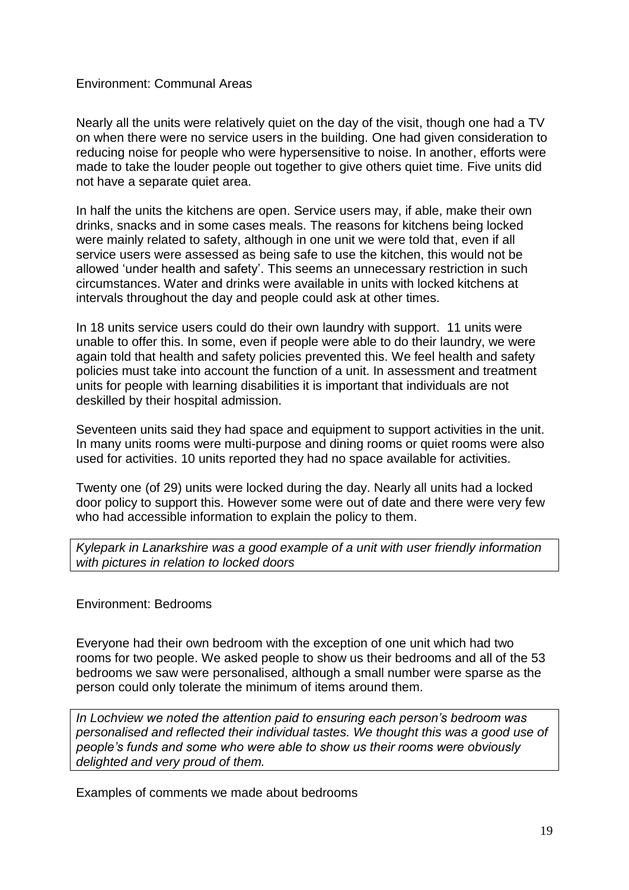## Environment: Communal Areas

Nearly all the units were relatively quiet on the day of the visit, though one had a TV on when there were no service users in the building. One had given consideration to reducing noise for people who were hypersensitive to noise. In another, efforts were made to take the louder people out together to give others quiet time. Five units did not have a separate quiet area.

In half the units the kitchens are open. Service users may, if able, make their own drinks, snacks and in some cases meals. The reasons for kitchens being locked were mainly related to safety, although in one unit we were told that, even if all service users were assessed as being safe to use the kitchen, this would not be allowed 'under health and safety'. This seems an unnecessary restriction in such circumstances. Water and drinks were available in units with locked kitchens at intervals throughout the day and people could ask at other times.

In 18 units service users could do their own laundry with support. 11 units were unable to offer this. In some, even if people were able to do their laundry, we were again told that health and safety policies prevented this. We feel health and safety policies must take into account the function of a unit. In assessment and treatment units for people with learning disabilities it is important that individuals are not deskilled by their hospital admission.

Seventeen units said they had space and equipment to support activities in the unit. In many units rooms were multi-purpose and dining rooms or quiet rooms were also used for activities. 10 units reported they had no space available for activities.

Twenty one (of 29) units were locked during the day. Nearly all units had a locked door policy to support this. However some were out of date and there were very few who had accessible information to explain the policy to them.

*Kylepark in Lanarkshire was a good example of a unit with user friendly information with pictures in relation to locked doors*

## Environment: Bedrooms

Everyone had their own bedroom with the exception of one unit which had two rooms for two people. We asked people to show us their bedrooms and all of the 53 bedrooms we saw were personalised, although a small number were sparse as the person could only tolerate the minimum of items around them.

*In Lochview we noted the attention paid to ensuring each person's bedroom was personalised and reflected their individual tastes. We thought this was a good use of people's funds and some who were able to show us their rooms were obviously delighted and very proud of them.*

Examples of comments we made about bedrooms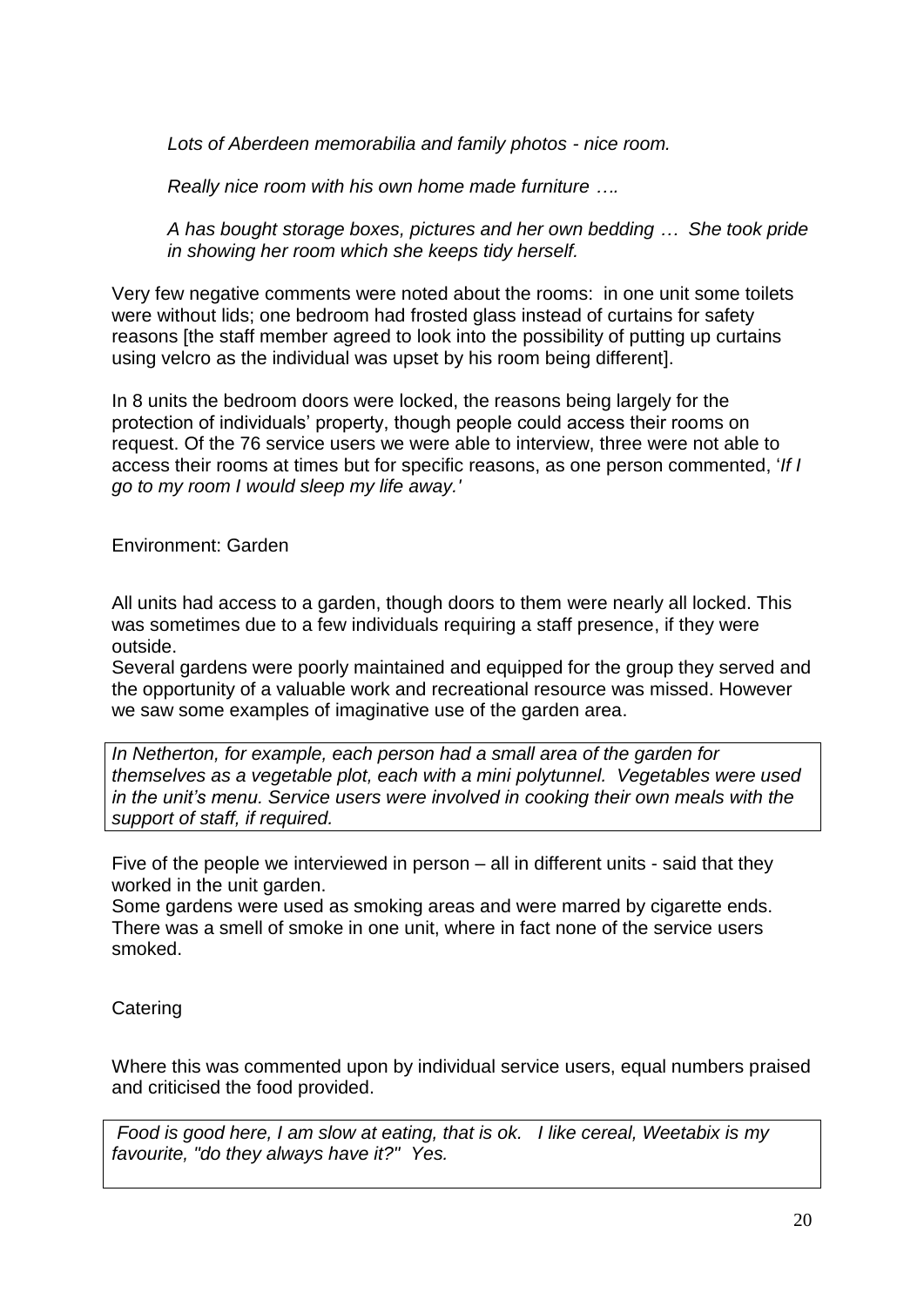*Lots of Aberdeen memorabilia and family photos - nice room.*

*Really nice room with his own home made furniture ….*

*A has bought storage boxes, pictures and her own bedding … She took pride in showing her room which she keeps tidy herself.*

Very few negative comments were noted about the rooms: in one unit some toilets were without lids; one bedroom had frosted glass instead of curtains for safety reasons [the staff member agreed to look into the possibility of putting up curtains using velcro as the individual was upset by his room being different].

In 8 units the bedroom doors were locked, the reasons being largely for the protection of individuals' property, though people could access their rooms on request. Of the 76 service users we were able to interview, three were not able to access their rooms at times but for specific reasons, as one person commented, '*If I go to my room I would sleep my life away.'*

Environment: Garden

All units had access to a garden, though doors to them were nearly all locked. This was sometimes due to a few individuals requiring a staff presence, if they were outside.
Several gardens were poorly maintained and equipped for the group they served and the opportunity of a valuable work and recreational resource was missed. However we saw some examples of imaginative use of the garden area.

*In Netherton, for example, each person had a small area of the garden for themselves as a vegetable plot, each with a mini polytunnel. Vegetables were used in the unit's menu. Service users were involved in cooking their own meals with the support of staff, if required.*

Five of the people we interviewed in person – all in different units - said that they worked in the unit garden.
Some gardens were used as smoking areas and were marred by cigarette ends. There was a smell of smoke in one unit, where in fact none of the service users smoked.

Catering

Where this was commented upon by individual service users, equal numbers praised and criticised the food provided.

*Food is good here, I am slow at eating, that is ok. I like cereal, Weetabix is my favourite, "do they always have it?" Yes.*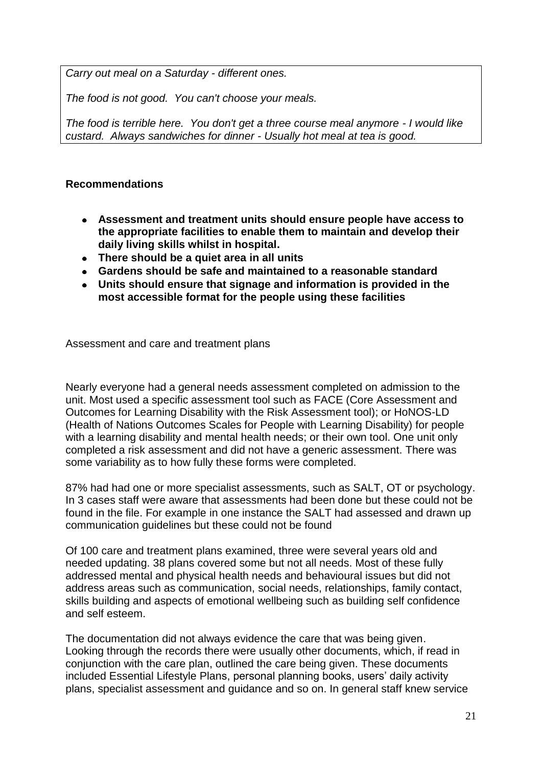*Carry out meal on a Saturday - different ones.*

*The food is not good. You can't choose your meals.*

*The food is terrible here. You don't get a three course meal anymore - I would like custard. Always sandwiches for dinner - Usually hot meal at tea is good.*

**Recommendations**

- **Assessment and treatment units should ensure people have access to the appropriate facilities to enable them to maintain and develop their daily living skills whilst in hospital.**
- **There should be a quiet area in all units**
- **Gardens should be safe and maintained to a reasonable standard**
- **Units should ensure that signage and information is provided in the most accessible format for the people using these facilities**

Assessment and care and treatment plans

Nearly everyone had a general needs assessment completed on admission to the unit. Most used a specific assessment tool such as FACE (Core Assessment and Outcomes for Learning Disability with the Risk Assessment tool); or HoNOS-LD (Health of Nations Outcomes Scales for People with Learning Disability) for people with a learning disability and mental health needs; or their own tool. One unit only completed a risk assessment and did not have a generic assessment. There was some variability as to how fully these forms were completed.

87% had had one or more specialist assessments, such as SALT, OT or psychology. In 3 cases staff were aware that assessments had been done but these could not be found in the file. For example in one instance the SALT had assessed and drawn up communication guidelines but these could not be found

Of 100 care and treatment plans examined, three were several years old and needed updating. 38 plans covered some but not all needs. Most of these fully addressed mental and physical health needs and behavioural issues but did not address areas such as communication, social needs, relationships, family contact, skills building and aspects of emotional wellbeing such as building self confidence and self esteem.

The documentation did not always evidence the care that was being given. Looking through the records there were usually other documents, which, if read in conjunction with the care plan, outlined the care being given. These documents included Essential Lifestyle Plans, personal planning books, users' daily activity plans, specialist assessment and guidance and so on. In general staff knew service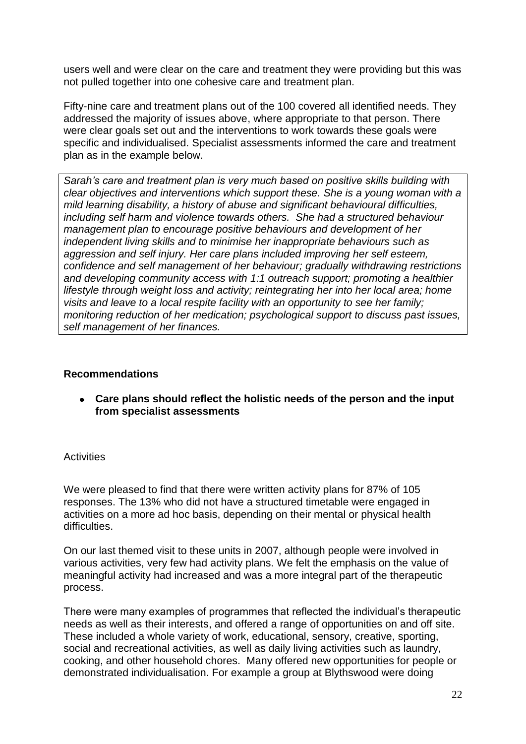users well and were clear on the care and treatment they were providing but this was not pulled together into one cohesive care and treatment plan.

Fifty-nine care and treatment plans out of the 100 covered all identified needs. They addressed the majority of issues above, where appropriate to that person. There were clear goals set out and the interventions to work towards these goals were specific and individualised. Specialist assessments informed the care and treatment plan as in the example below.

*Sarah's care and treatment plan is very much based on positive skills building with clear objectives and interventions which support these. She is a young woman with a mild learning disability, a history of abuse and significant behavioural difficulties, including self harm and violence towards others. She had a structured behaviour management plan to encourage positive behaviours and development of her independent living skills and to minimise her inappropriate behaviours such as aggression and self injury. Her care plans included improving her self esteem, confidence and self management of her behaviour; gradually withdrawing restrictions and developing community access with 1:1 outreach support; promoting a healthier lifestyle through weight loss and activity; reintegrating her into her local area; home visits and leave to a local respite facility with an opportunity to see her family; monitoring reduction of her medication; psychological support to discuss past issues, self management of her finances.*

**Recommendations**

- **Care plans should reflect the holistic needs of the person and the input from specialist assessments**

Activities

We were pleased to find that there were written activity plans for 87% of 105 responses. The 13% who did not have a structured timetable were engaged in activities on a more ad hoc basis, depending on their mental or physical health difficulties.

On our last themed visit to these units in 2007, although people were involved in various activities, very few had activity plans. We felt the emphasis on the value of meaningful activity had increased and was a more integral part of the therapeutic process.

There were many examples of programmes that reflected the individual's therapeutic needs as well as their interests, and offered a range of opportunities on and off site. These included a whole variety of work, educational, sensory, creative, sporting, social and recreational activities, as well as daily living activities such as laundry, cooking, and other household chores. Many offered new opportunities for people or demonstrated individualisation. For example a group at Blythswood were doing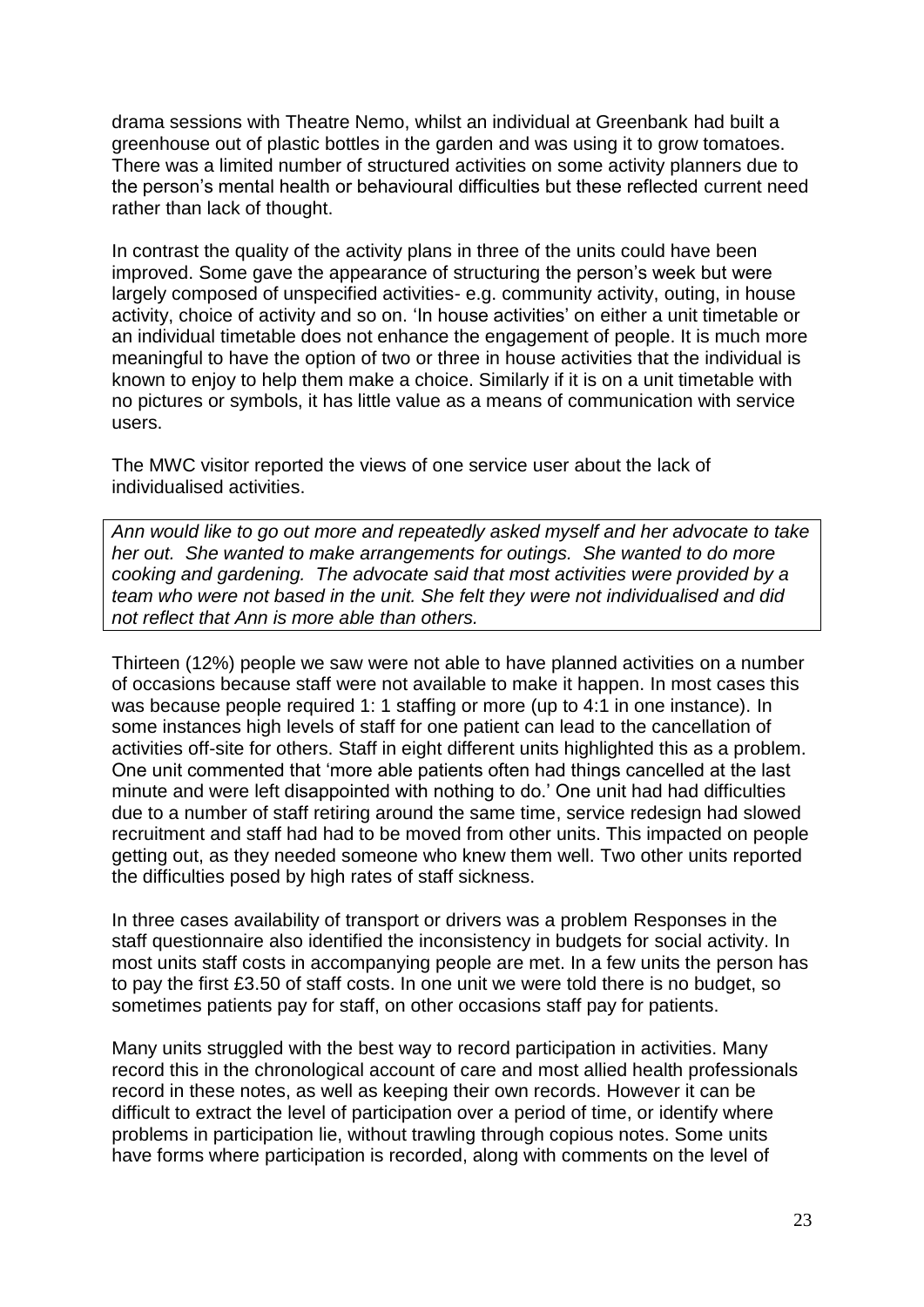drama sessions with Theatre Nemo, whilst an individual at Greenbank had built a greenhouse out of plastic bottles in the garden and was using it to grow tomatoes. There was a limited number of structured activities on some activity planners due to the person's mental health or behavioural difficulties but these reflected current need rather than lack of thought.

In contrast the quality of the activity plans in three of the units could have been improved. Some gave the appearance of structuring the person's week but were largely composed of unspecified activities- e.g. community activity, outing, in house activity, choice of activity and so on. 'In house activities' on either a unit timetable or an individual timetable does not enhance the engagement of people. It is much more meaningful to have the option of two or three in house activities that the individual is known to enjoy to help them make a choice. Similarly if it is on a unit timetable with no pictures or symbols, it has little value as a means of communication with service users.

The MWC visitor reported the views of one service user about the lack of individualised activities.

> *Ann would like to go out more and repeatedly asked myself and her advocate to take her out. She wanted to make arrangements for outings. She wanted to do more cooking and gardening. The advocate said that most activities were provided by a team who were not based in the unit. She felt they were not individualised and did not reflect that Ann is more able than others.*

Thirteen (12%) people we saw were not able to have planned activities on a number of occasions because staff were not available to make it happen. In most cases this was because people required 1: 1 staffing or more (up to 4:1 in one instance). In some instances high levels of staff for one patient can lead to the cancellation of activities off-site for others. Staff in eight different units highlighted this as a problem. One unit commented that 'more able patients often had things cancelled at the last minute and were left disappointed with nothing to do.' One unit had had difficulties due to a number of staff retiring around the same time, service redesign had slowed recruitment and staff had had to be moved from other units. This impacted on people getting out, as they needed someone who knew them well. Two other units reported the difficulties posed by high rates of staff sickness.

In three cases availability of transport or drivers was a problem Responses in the staff questionnaire also identified the inconsistency in budgets for social activity. In most units staff costs in accompanying people are met. In a few units the person has to pay the first £3.50 of staff costs. In one unit we were told there is no budget, so sometimes patients pay for staff, on other occasions staff pay for patients.

Many units struggled with the best way to record participation in activities. Many record this in the chronological account of care and most allied health professionals record in these notes, as well as keeping their own records. However it can be difficult to extract the level of participation over a period of time, or identify where problems in participation lie, without trawling through copious notes. Some units have forms where participation is recorded, along with comments on the level of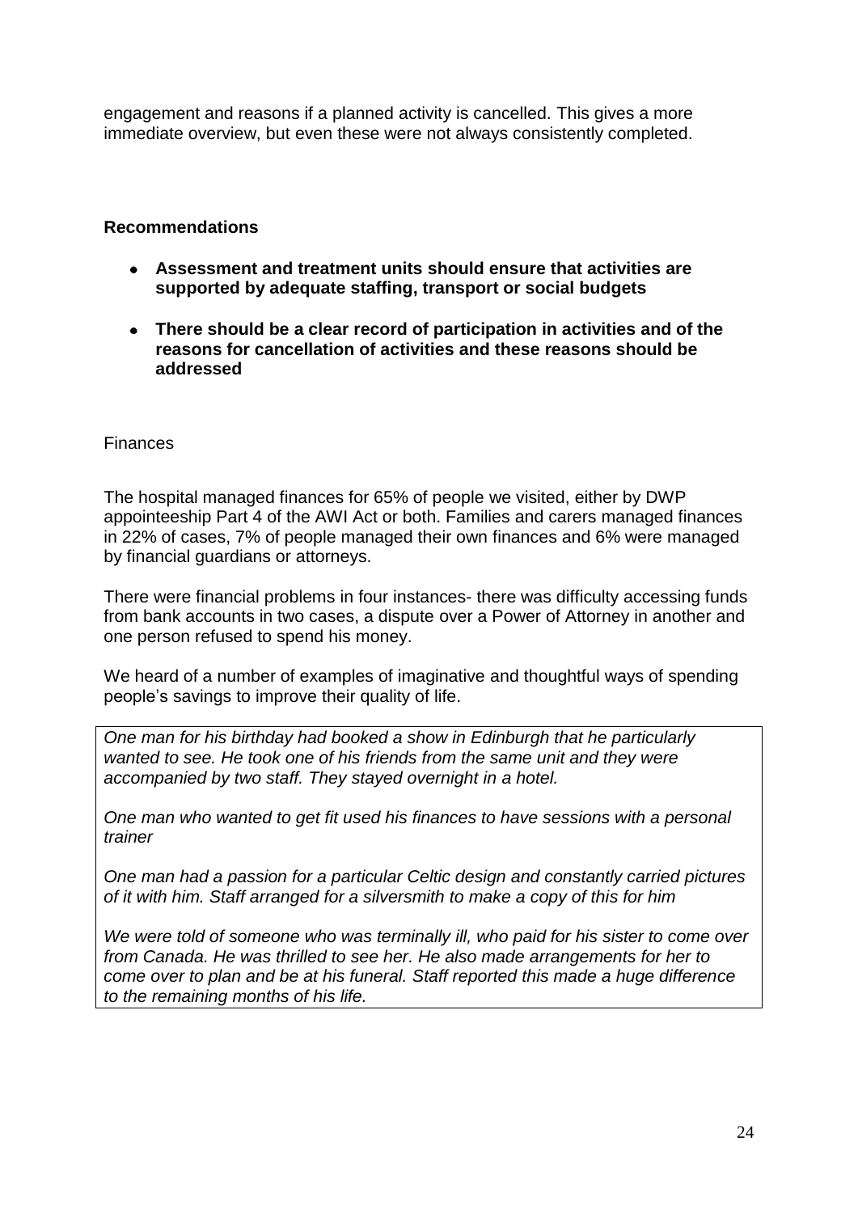engagement and reasons if a planned activity is cancelled. This gives a more immediate overview, but even these were not always consistently completed.

**Recommendations**

- **Assessment and treatment units should ensure that activities are supported by adequate staffing, transport or social budgets**
- **There should be a clear record of participation in activities and of the reasons for cancellation of activities and these reasons should be addressed**

Finances

The hospital managed finances for 65% of people we visited, either by DWP appointeeship Part 4 of the AWI Act or both. Families and carers managed finances in 22% of cases, 7% of people managed their own finances and 6% were managed by financial guardians or attorneys.

There were financial problems in four instances- there was difficulty accessing funds from bank accounts in two cases, a dispute over a Power of Attorney in another and one person refused to spend his money.

We heard of a number of examples of imaginative and thoughtful ways of spending people's savings to improve their quality of life.

*One man for his birthday had booked a show in Edinburgh that he particularly wanted to see. He took one of his friends from the same unit and they were accompanied by two staff. They stayed overnight in a hotel.*

*One man who wanted to get fit used his finances to have sessions with a personal trainer*

*One man had a passion for a particular Celtic design and constantly carried pictures of it with him. Staff arranged for a silversmith to make a copy of this for him*

*We were told of someone who was terminally ill, who paid for his sister to come over from Canada. He was thrilled to see her. He also made arrangements for her to come over to plan and be at his funeral. Staff reported this made a huge difference to the remaining months of his life.*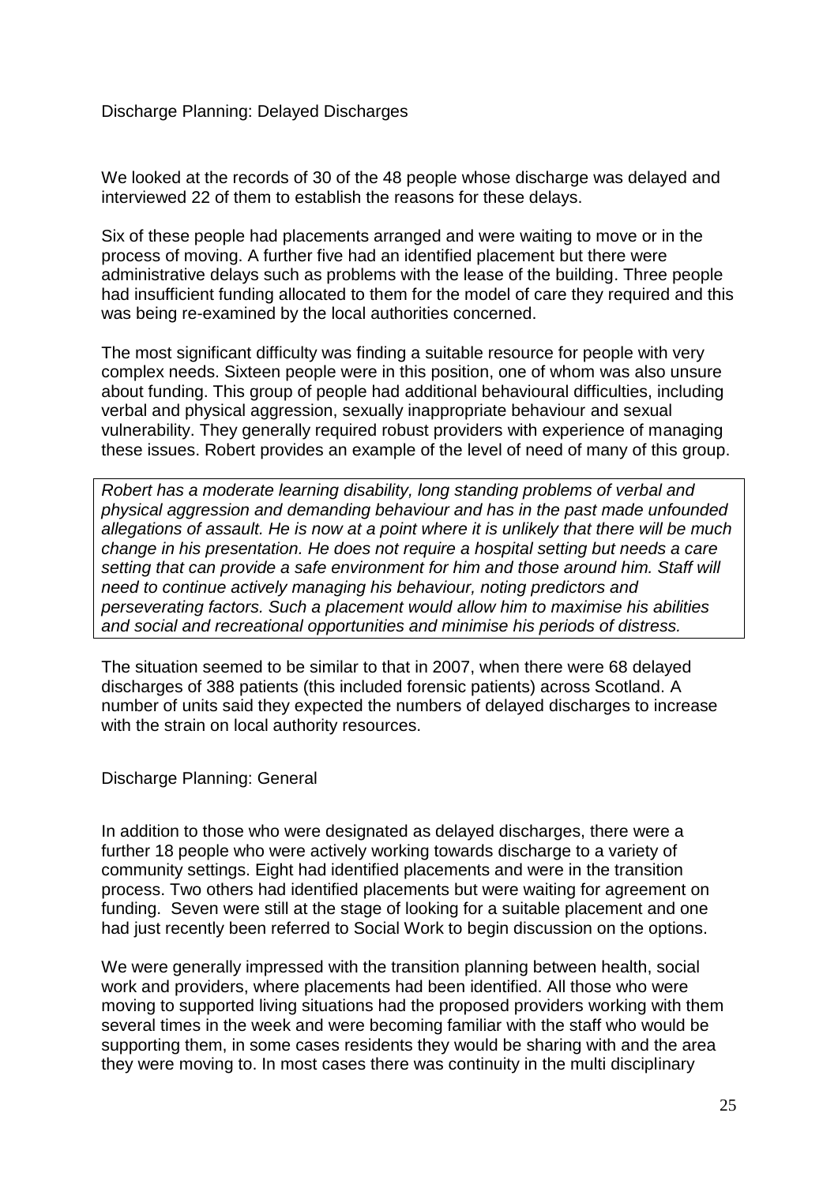## Discharge Planning: Delayed Discharges

We looked at the records of 30 of the 48 people whose discharge was delayed and interviewed 22 of them to establish the reasons for these delays.

Six of these people had placements arranged and were waiting to move or in the process of moving. A further five had an identified placement but there were administrative delays such as problems with the lease of the building. Three people had insufficient funding allocated to them for the model of care they required and this was being re-examined by the local authorities concerned.

The most significant difficulty was finding a suitable resource for people with very complex needs. Sixteen people were in this position, one of whom was also unsure about funding. This group of people had additional behavioural difficulties, including verbal and physical aggression, sexually inappropriate behaviour and sexual vulnerability. They generally required robust providers with experience of managing these issues. Robert provides an example of the level of need of many of this group.

> *Robert has a moderate learning disability, long standing problems of verbal and physical aggression and demanding behaviour and has in the past made unfounded allegations of assault. He is now at a point where it is unlikely that there will be much change in his presentation. He does not require a hospital setting but needs a care setting that can provide a safe environment for him and those around him. Staff will need to continue actively managing his behaviour, noting predictors and perseverating factors. Such a placement would allow him to maximise his abilities and social and recreational opportunities and minimise his periods of distress.*

The situation seemed to be similar to that in 2007, when there were 68 delayed discharges of 388 patients (this included forensic patients) across Scotland. A number of units said they expected the numbers of delayed discharges to increase with the strain on local authority resources.

## Discharge Planning: General

In addition to those who were designated as delayed discharges, there were a further 18 people who were actively working towards discharge to a variety of community settings. Eight had identified placements and were in the transition process. Two others had identified placements but were waiting for agreement on funding. Seven were still at the stage of looking for a suitable placement and one had just recently been referred to Social Work to begin discussion on the options.

We were generally impressed with the transition planning between health, social work and providers, where placements had been identified. All those who were moving to supported living situations had the proposed providers working with them several times in the week and were becoming familiar with the staff who would be supporting them, in some cases residents they would be sharing with and the area they were moving to. In most cases there was continuity in the multi disciplinary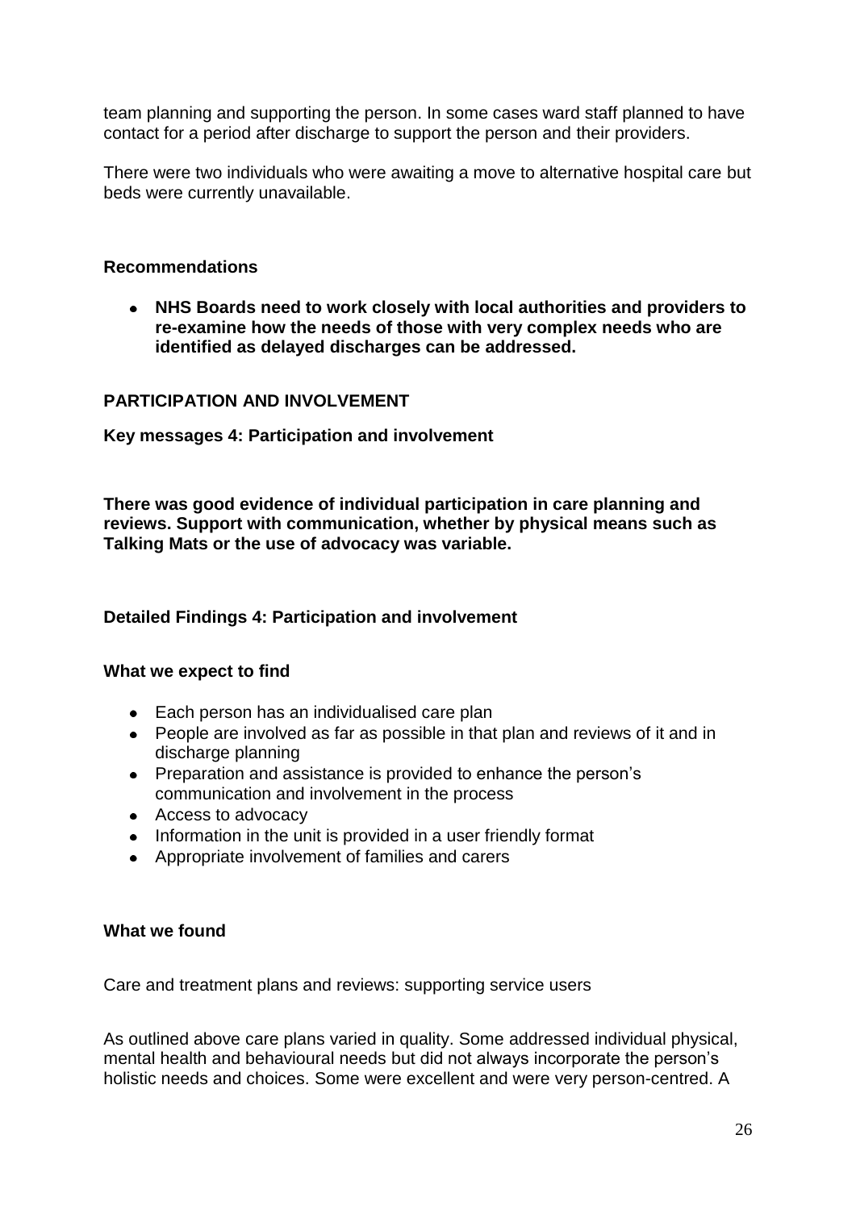team planning and supporting the person. In some cases ward staff planned to have contact for a period after discharge to support the person and their providers.

There were two individuals who were awaiting a move to alternative hospital care but beds were currently unavailable.

**Recommendations**

- **NHS Boards need to work closely with local authorities and providers to re-examine how the needs of those with very complex needs who are identified as delayed discharges can be addressed.**

## PARTICIPATION AND INVOLVEMENT

### Key messages 4: Participation and involvement

**There was good evidence of individual participation in care planning and reviews. Support with communication, whether by physical means such as Talking Mats or the use of advocacy was variable.**

### Detailed Findings 4: Participation and involvement

**What we expect to find**

- Each person has an individualised care plan
- People are involved as far as possible in that plan and reviews of it and in discharge planning
- Preparation and assistance is provided to enhance the person's communication and involvement in the process
- Access to advocacy
- Information in the unit is provided in a user friendly format
- Appropriate involvement of families and carers

**What we found**

Care and treatment plans and reviews: supporting service users

As outlined above care plans varied in quality. Some addressed individual physical, mental health and behavioural needs but did not always incorporate the person's holistic needs and choices. Some were excellent and were very person-centred. A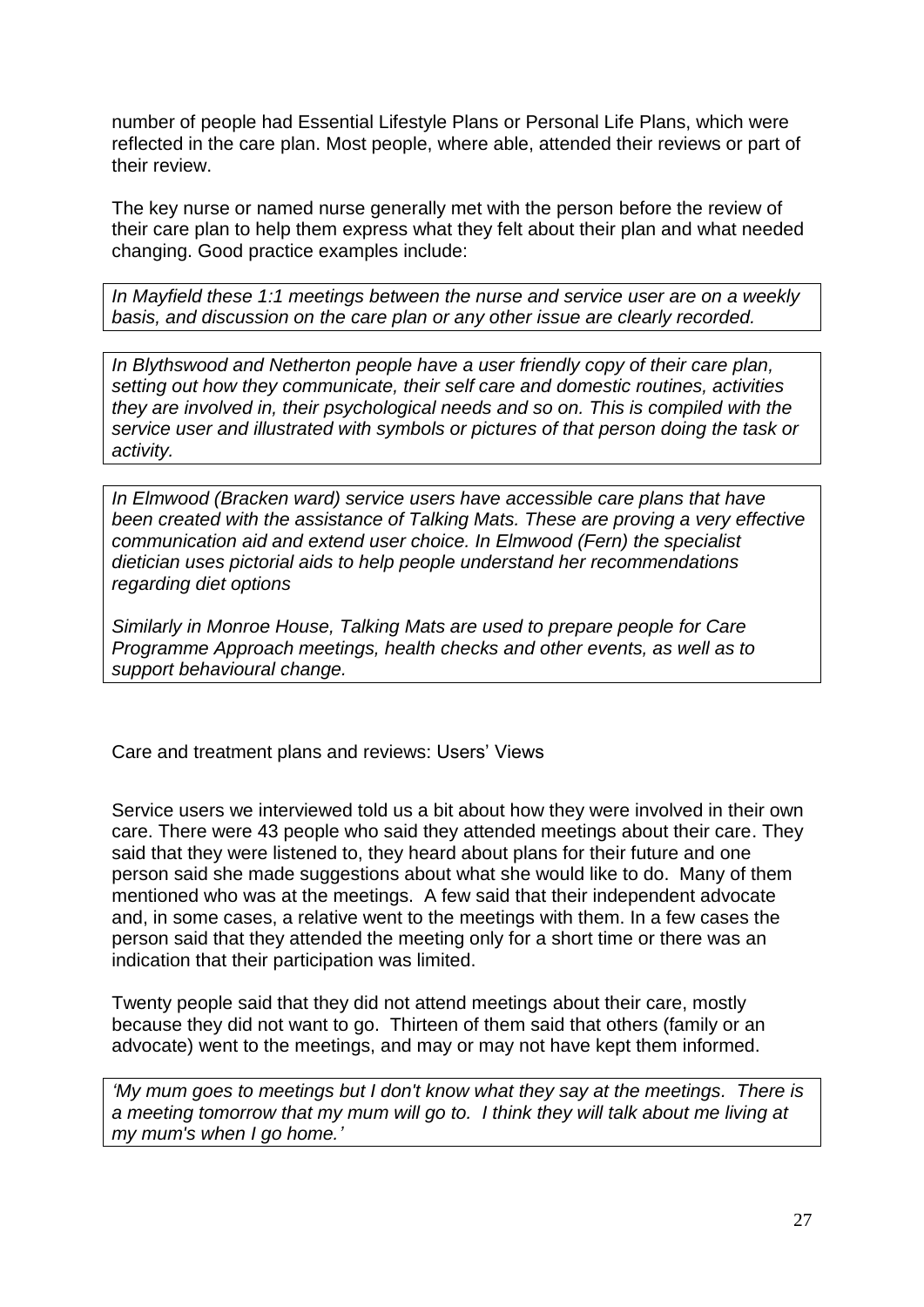number of people had Essential Lifestyle Plans or Personal Life Plans, which were reflected in the care plan. Most people, where able, attended their reviews or part of their review.

The key nurse or named nurse generally met with the person before the review of their care plan to help them express what they felt about their plan and what needed changing. Good practice examples include:

*In Mayfield these 1:1 meetings between the nurse and service user are on a weekly basis, and discussion on the care plan or any other issue are clearly recorded.*

*In Blythswood and Netherton people have a user friendly copy of their care plan, setting out how they communicate, their self care and domestic routines, activities they are involved in, their psychological needs and so on. This is compiled with the service user and illustrated with symbols or pictures of that person doing the task or activity.*

*In Elmwood (Bracken ward) service users have accessible care plans that have been created with the assistance of Talking Mats. These are proving a very effective communication aid and extend user choice. In Elmwood (Fern) the specialist dietician uses pictorial aids to help people understand her recommendations regarding diet options*

*Similarly in Monroe House, Talking Mats are used to prepare people for Care Programme Approach meetings, health checks and other events, as well as to support behavioural change.*

Care and treatment plans and reviews: Users' Views

Service users we interviewed told us a bit about how they were involved in their own care. There were 43 people who said they attended meetings about their care. They said that they were listened to, they heard about plans for their future and one person said she made suggestions about what she would like to do. Many of them mentioned who was at the meetings. A few said that their independent advocate and, in some cases, a relative went to the meetings with them. In a few cases the person said that they attended the meeting only for a short time or there was an indication that their participation was limited.

Twenty people said that they did not attend meetings about their care, mostly because they did not want to go. Thirteen of them said that others (family or an advocate) went to the meetings, and may or may not have kept them informed.

*'My mum goes to meetings but I don't know what they say at the meetings. There is a meeting tomorrow that my mum will go to. I think they will talk about me living at my mum's when I go home.'*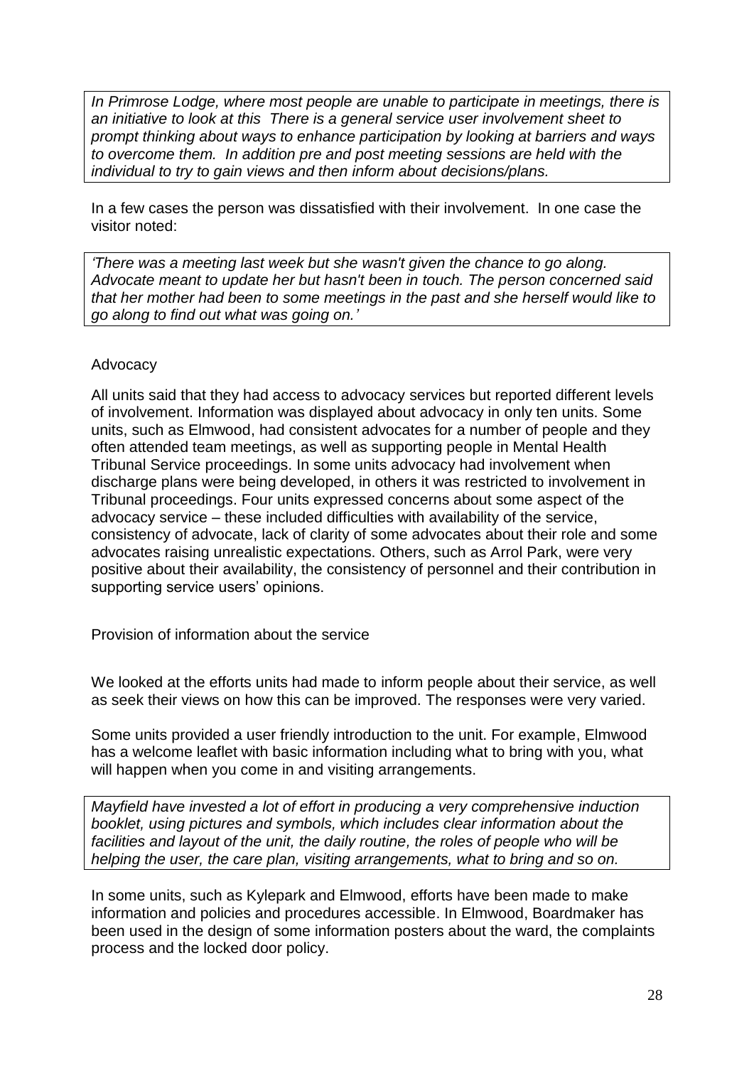*In Primrose Lodge, where most people are unable to participate in meetings, there is an initiative to look at this There is a general service user involvement sheet to prompt thinking about ways to enhance participation by looking at barriers and ways to overcome them. In addition pre and post meeting sessions are held with the individual to try to gain views and then inform about decisions/plans.*

In a few cases the person was dissatisfied with their involvement. In one case the visitor noted:

*'There was a meeting last week but she wasn't given the chance to go along. Advocate meant to update her but hasn't been in touch. The person concerned said that her mother had been to some meetings in the past and she herself would like to go along to find out what was going on.'*

Advocacy

All units said that they had access to advocacy services but reported different levels of involvement. Information was displayed about advocacy in only ten units. Some units, such as Elmwood, had consistent advocates for a number of people and they often attended team meetings, as well as supporting people in Mental Health Tribunal Service proceedings. In some units advocacy had involvement when discharge plans were being developed, in others it was restricted to involvement in Tribunal proceedings. Four units expressed concerns about some aspect of the advocacy service – these included difficulties with availability of the service, consistency of advocate, lack of clarity of some advocates about their role and some advocates raising unrealistic expectations. Others, such as Arrol Park, were very positive about their availability, the consistency of personnel and their contribution in supporting service users' opinions.

Provision of information about the service

We looked at the efforts units had made to inform people about their service, as well as seek their views on how this can be improved. The responses were very varied.

Some units provided a user friendly introduction to the unit. For example, Elmwood has a welcome leaflet with basic information including what to bring with you, what will happen when you come in and visiting arrangements.

*Mayfield have invested a lot of effort in producing a very comprehensive induction booklet, using pictures and symbols, which includes clear information about the facilities and layout of the unit, the daily routine, the roles of people who will be helping the user, the care plan, visiting arrangements, what to bring and so on.*

In some units, such as Kylepark and Elmwood, efforts have been made to make information and policies and procedures accessible. In Elmwood, Boardmaker has been used in the design of some information posters about the ward, the complaints process and the locked door policy.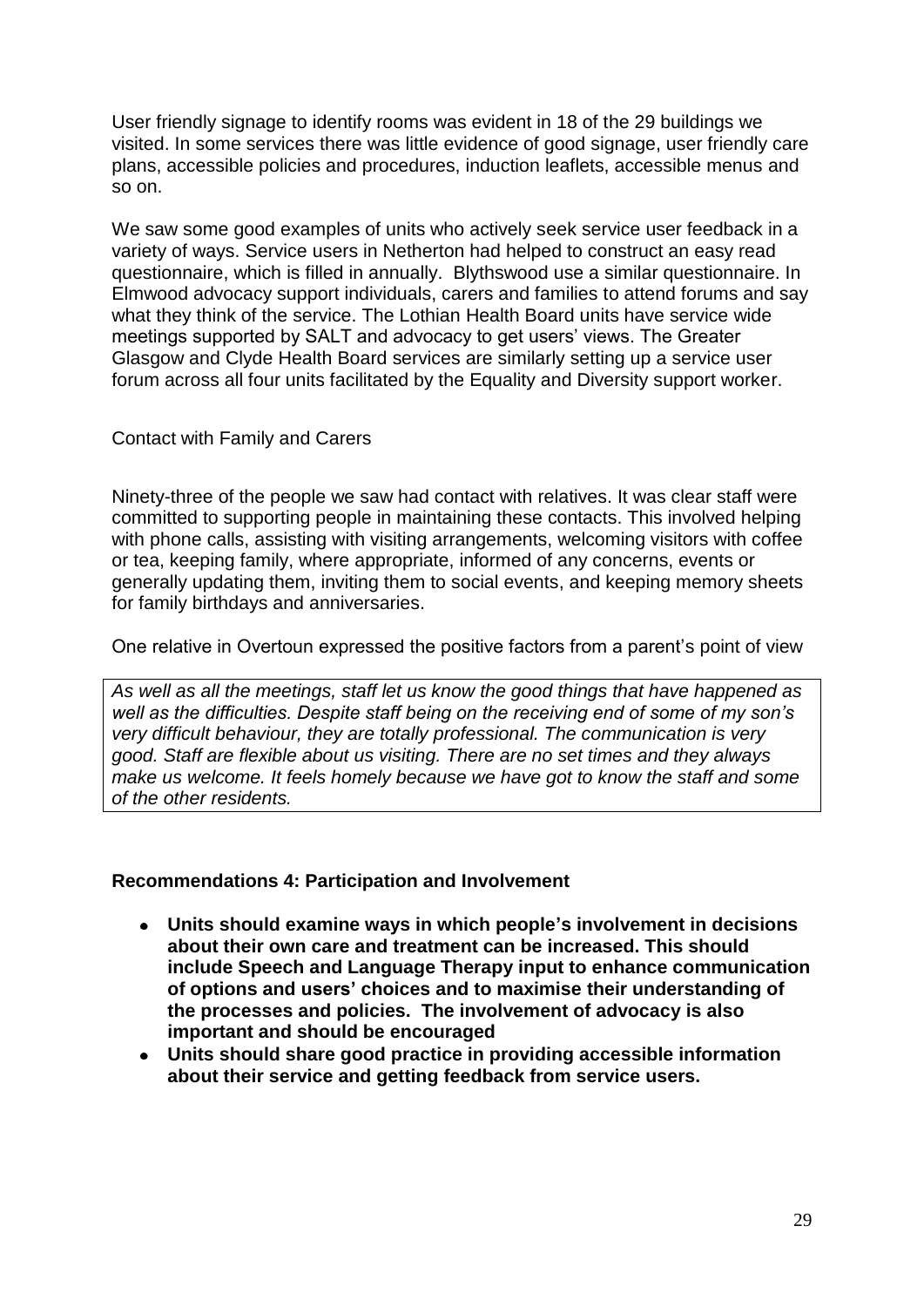User friendly signage to identify rooms was evident in 18 of the 29 buildings we visited. In some services there was little evidence of good signage, user friendly care plans, accessible policies and procedures, induction leaflets, accessible menus and so on.

We saw some good examples of units who actively seek service user feedback in a variety of ways. Service users in Netherton had helped to construct an easy read questionnaire, which is filled in annually. Blythswood use a similar questionnaire. In Elmwood advocacy support individuals, carers and families to attend forums and say what they think of the service. The Lothian Health Board units have service wide meetings supported by SALT and advocacy to get users' views. The Greater Glasgow and Clyde Health Board services are similarly setting up a service user forum across all four units facilitated by the Equality and Diversity support worker.

Contact with Family and Carers

Ninety-three of the people we saw had contact with relatives. It was clear staff were committed to supporting people in maintaining these contacts. This involved helping with phone calls, assisting with visiting arrangements, welcoming visitors with coffee or tea, keeping family, where appropriate, informed of any concerns, events or generally updating them, inviting them to social events, and keeping memory sheets for family birthdays and anniversaries.

One relative in Overtoun expressed the positive factors from a parent's point of view

*As well as all the meetings, staff let us know the good things that have happened as well as the difficulties. Despite staff being on the receiving end of some of my son's very difficult behaviour, they are totally professional. The communication is very good. Staff are flexible about us visiting. There are no set times and they always make us welcome. It feels homely because we have got to know the staff and some of the other residents.*

**Recommendations 4: Participation and Involvement**

- **Units should examine ways in which people's involvement in decisions about their own care and treatment can be increased. This should include Speech and Language Therapy input to enhance communication of options and users' choices and to maximise their understanding of the processes and policies. The involvement of advocacy is also important and should be encouraged**
- **Units should share good practice in providing accessible information about their service and getting feedback from service users.**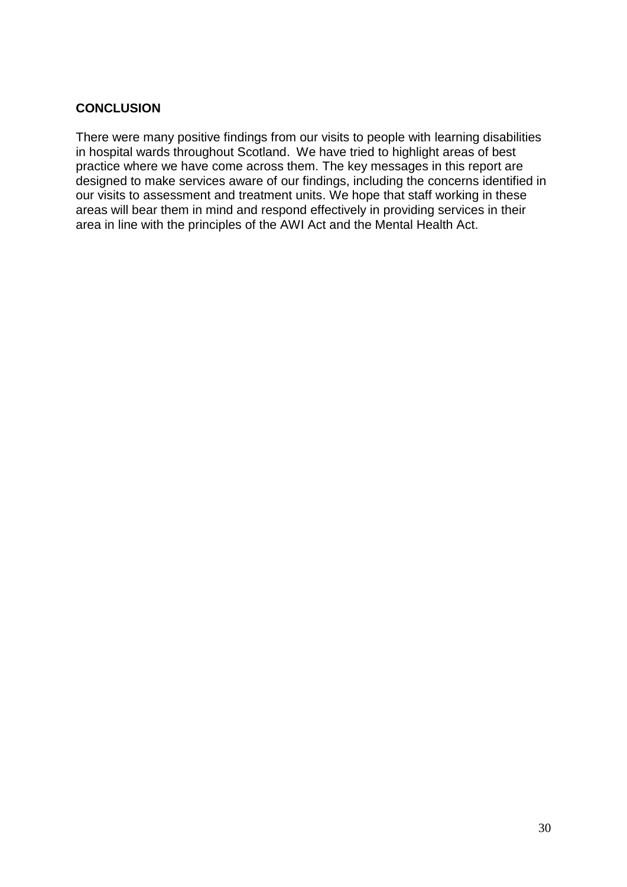## CONCLUSION

There were many positive findings from our visits to people with learning disabilities in hospital wards throughout Scotland. We have tried to highlight areas of best practice where we have come across them. The key messages in this report are designed to make services aware of our findings, including the concerns identified in our visits to assessment and treatment units. We hope that staff working in these areas will bear them in mind and respond effectively in providing services in their area in line with the principles of the AWI Act and the Mental Health Act.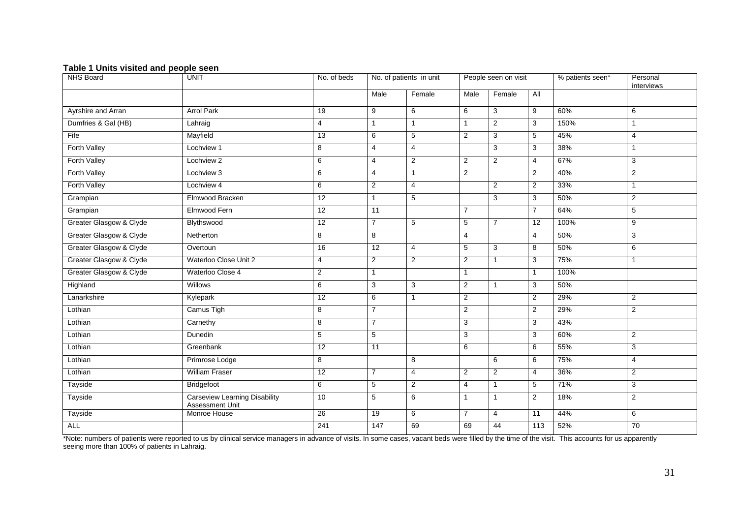**Table 1 Units visited and people seen**

| NHS Board | UNIT | No. of beds | No. of patients in unit | | People seen on visit | | | % patients seen* | Personal interviews |
|---|---|---|---|---|---|---|---|---|---|
| | | | Male | Female | Male | Female | All | | |
| Ayrshire and Arran | Arrol Park | 19 | 9 | 6 | 6 | 3 | 9 | 60% | 6 |
| Dumfries & Gal (HB) | Lahraig | 4 | 1 | 1 | 1 | 2 | 3 | 150% | 1 |
| Fife | Mayfield | 13 | 6 | 5 | 2 | 3 | 5 | 45% | 4 |
| Forth Valley | Lochview 1 | 8 | 4 | 4 | | 3 | 3 | 38% | 1 |
| Forth Valley | Lochview 2 | 6 | 4 | 2 | 2 | 2 | 4 | 67% | 3 |
| Forth Valley | Lochview 3 | 6 | 4 | 1 | 2 | | 2 | 40% | 2 |
| Forth Valley | Lochview 4 | 6 | 2 | 4 | | 2 | 2 | 33% | 1 |
| Grampian | Elmwood Bracken | 12 | 1 | 5 | | 3 | 3 | 50% | 2 |
| Grampian | Elmwood Fern | 12 | 11 | | 7 | | 7 | 64% | 5 |
| Greater Glasgow & Clyde | Blythswood | 12 | 7 | 5 | 5 | 7 | 12 | 100% | 9 |
| Greater Glasgow & Clyde | Netherton | 8 | 8 | | 4 | | 4 | 50% | 3 |
| Greater Glasgow & Clyde | Overtoun | 16 | 12 | 4 | 5 | 3 | 8 | 50% | 6 |
| Greater Glasgow & Clyde | Waterloo Close Unit 2 | 4 | 2 | 2 | 2 | 1 | 3 | 75% | 1 |
| Greater Glasgow & Clyde | Waterloo Close 4 | 2 | 1 | | 1 | | 1 | 100% | |
| Highland | Willows | 6 | 3 | 3 | 2 | 1 | 3 | 50% | |
| Lanarkshire | Kylepark | 12 | 6 | 1 | 2 | | 2 | 29% | 2 |
| Lothian | Camus Tigh | 8 | 7 | | 2 | | 2 | 29% | 2 |
| Lothian | Carnethy | 8 | 7 | | 3 | | 3 | 43% | |
| Lothian | Dunedin | 5 | 5 | | 3 | | 3 | 60% | 2 |
| Lothian | Greenbank | 12 | 11 | | 6 | | 6 | 55% | 3 |
| Lothian | Primrose Lodge | 8 | | 8 | | 6 | 6 | 75% | 4 |
| Lothian | William Fraser | 12 | 7 | 4 | 2 | 2 | 4 | 36% | 2 |
| Tayside | Bridgefoot | 6 | 5 | 2 | 4 | 1 | 5 | 71% | 3 |
| Tayside | Carseview Learning Disability Assessment Unit | 10 | 5 | 6 | 1 | 1 | 2 | 18% | 2 |
| Tayside | Monroe House | 26 | 19 | 6 | 7 | 4 | 11 | 44% | 6 |
| ALL | | 241 | 147 | 69 | 69 | 44 | 113 | 52% | 70 |

*Note: numbers of patients were reported to us by clinical service managers in advance of visits. In some cases, vacant beds were filled by the time of the visit. This accounts for us apparently seeing more than 100% of patients in Lahraig.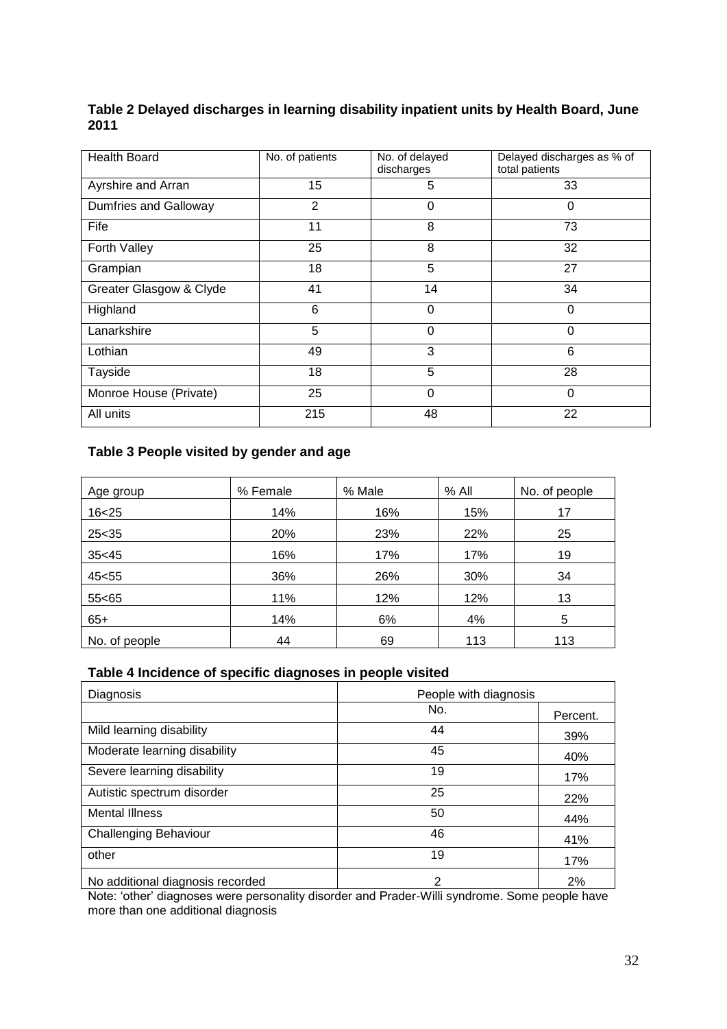**Table 2 Delayed discharges in learning disability inpatient units by Health Board, June 2011**

| Health Board | No. of patients | No. of delayed discharges | Delayed discharges as % of total patients |
|---|---|---|---|
| Ayrshire and Arran | 15 | 5 | 33 |
| Dumfries and Galloway | 2 | 0 | 0 |
| Fife | 11 | 8 | 73 |
| Forth Valley | 25 | 8 | 32 |
| Grampian | 18 | 5 | 27 |
| Greater Glasgow & Clyde | 41 | 14 | 34 |
| Highland | 6 | 0 | 0 |
| Lanarkshire | 5 | 0 | 0 |
| Lothian | 49 | 3 | 6 |
| Tayside | 18 | 5 | 28 |
| Monroe House (Private) | 25 | 0 | 0 |
| All units | 215 | 48 | 22 |

**Table 3 People visited by gender and age**

| Age group | % Female | % Male | % All | No. of people |
|---|---|---|---|---|
| 16<25 | 14% | 16% | 15% | 17 |
| 25<35 | 20% | 23% | 22% | 25 |
| 35<45 | 16% | 17% | 17% | 19 |
| 45<55 | 36% | 26% | 30% | 34 |
| 55<65 | 11% | 12% | 12% | 13 |
| 65+ | 14% | 6% | 4% | 5 |
| No. of people | 44 | 69 | 113 | 113 |

**Table 4 Incidence of specific diagnoses in people visited**

| Diagnosis | People with diagnosis | |
|---|---|---|
| | No. | Percent. |
| Mild learning disability | 44 | 39% |
| Moderate learning disability | 45 | 40% |
| Severe learning disability | 19 | 17% |
| Autistic spectrum disorder | 25 | 22% |
| Mental Illness | 50 | 44% |
| Challenging Behaviour | 46 | 41% |
| other | 19 | 17% |
| No additional diagnosis recorded | 2 | 2% |

Note: 'other' diagnoses were personality disorder and Prader-Willi syndrome. Some people have more than one additional diagnosis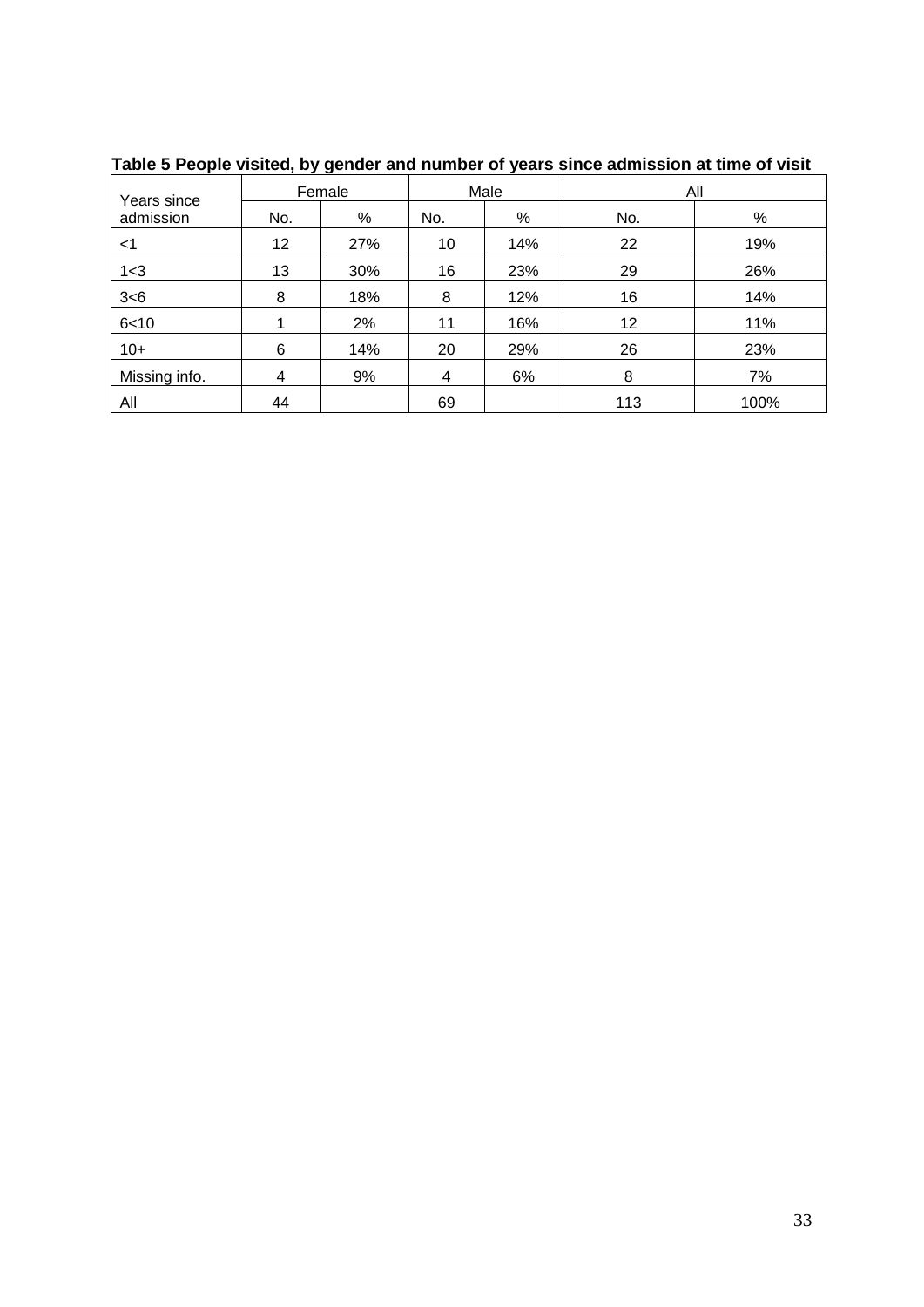**Table 5 People visited, by gender and number of years since admission at time of visit**

| Years since admission | Female | | Male | | All | |
|---|---|---|---|---|---|---|
| | No. | % | No. | % | No. | % |
| <1 | 12 | 27% | 10 | 14% | 22 | 19% |
| 1<3 | 13 | 30% | 16 | 23% | 29 | 26% |
| 3<6 | 8 | 18% | 8 | 12% | 16 | 14% |
| 6<10 | 1 | 2% | 11 | 16% | 12 | 11% |
| 10+ | 6 | 14% | 20 | 29% | 26 | 23% |
| Missing info. | 4 | 9% | 4 | 6% | 8 | 7% |
| All | 44 | | 69 | | 113 | 100% |